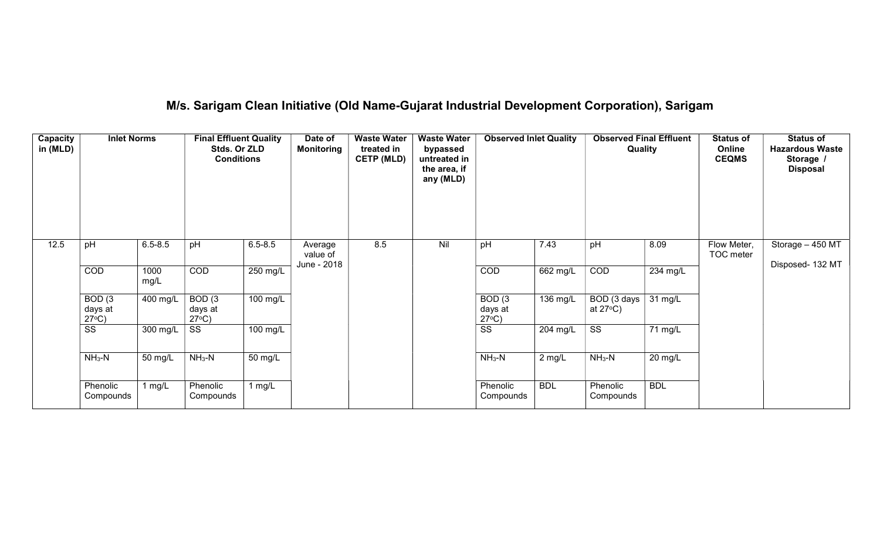# M/s. Sarigam Clean Initiative (Old Name-Gujarat Industrial Development Corporation), Sarigam

| Capacity in (MLD) | Inlet Norms | | Final Effluent Quality Stds. Or ZLD Conditions | | Date of Monitoring | Waste Water treated in CETP (MLD) | Waste Water bypassed untreated in the area, if any (MLD) | Observed Inlet Quality | | Observed Final Effluent Quality | | Status of Online CEQMS | Status of Hazardous Waste Storage / Disposal |
|---|---|---|---|---|---|---|---|---|---|---|---|---|---|
| 12.5 | pH | 6.5-8.5 | pH | 6.5-8.5 | Average value of June - 2018 | 8.5 | Nil | pH | 7.43 | pH | 8.09 | Flow Meter, TOC meter | Storage – 450 MT<br>Disposed- 132 MT |
| | COD | 1000 mg/L | COD | 250 mg/L | | | | COD | 662 mg/L | COD | 234 mg/L | | |
| | BOD (3 days at 27°C) | 400 mg/L | BOD (3 days at 27°C) | 100 mg/L | | | | BOD (3 days at 27°C) | 136 mg/L | BOD (3 days at 27°C) | 31 mg/L | | |
| | SS | 300 mg/L | SS | 100 mg/L | | | | SS | 204 mg/L | SS | 71 mg/L | | |
| | $NH_3$-N | 50 mg/L | $NH_3$-N | 50 mg/L | | | | $NH_3$-N | 2 mg/L | $NH_3$-N | 20 mg/L | | |
| | Phenolic Compounds | 1 mg/L | Phenolic Compounds | 1 mg/L | | | | Phenolic Compounds | BDL | Phenolic Compounds | BDL | | |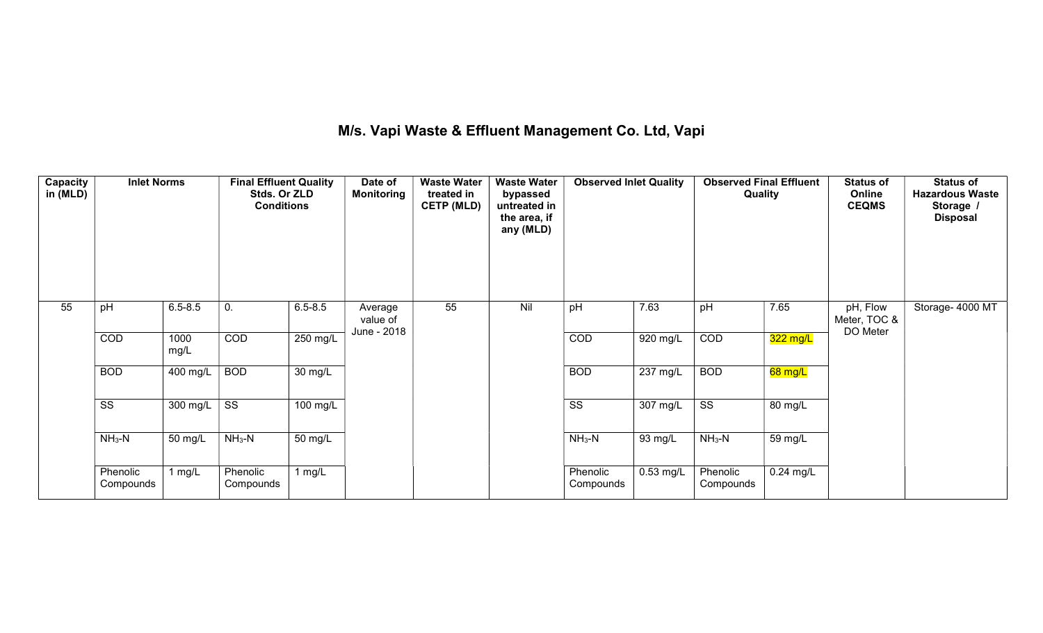# M/s. Vapi Waste & Effluent Management Co. Ltd, Vapi

| Capacity in (MLD) | Inlet Norms | | Final Effluent Quality Stds. Or ZLD Conditions | | Date of Monitoring | Waste Water treated in CETP (MLD) | Waste Water bypassed untreated in the area, if any (MLD) | Observed Inlet Quality | | Observed Final Effluent Quality | | Status of Online CEQMS | Status of Hazardous Waste Storage / Disposal |
|---|---|---|---|---|---|---|---|---|---|---|---|---|---|
| 55 | pH | 6.5-8.5 | 0. | 6.5-8.5 | Average value of June - 2018 | 55 | Nil | pH | 7.63 | pH | 7.65 | pH, Flow Meter, TOC & DO Meter | Storage- 4000 MT |
| | COD | 1000 mg/L | COD | 250 mg/L | | | | COD | 920 mg/L | COD | 322 mg/L | | |
| | BOD | 400 mg/L | BOD | 30 mg/L | | | | BOD | 237 mg/L | BOD | 68 mg/L | | |
| | SS | 300 mg/L | SS | 100 mg/L | | | | SS | 307 mg/L | SS | 80 mg/L | | |
| | $NH_3$-N | 50 mg/L | $NH_3$-N | 50 mg/L | | | | $NH_3$-N | 93 mg/L | $NH_3$-N | 59 mg/L | | |
| | Phenolic Compounds | 1 mg/L | Phenolic Compounds | 1 mg/L | | | | Phenolic Compounds | 0.53 mg/L | Phenolic Compounds | 0.24 mg/L | | |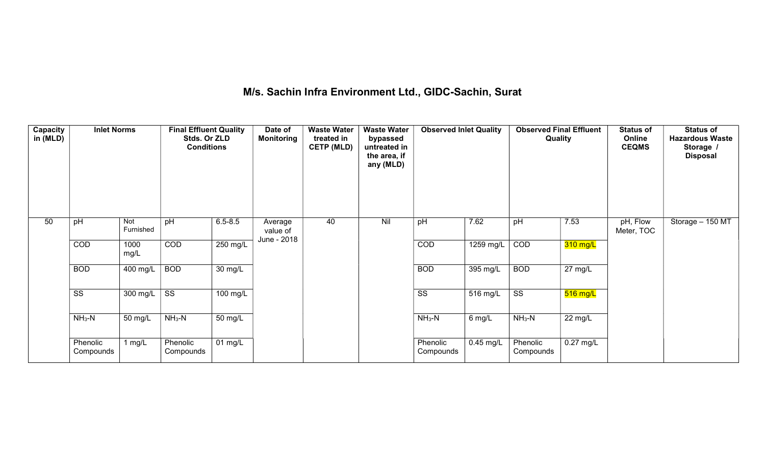# M/s. Sachin Infra Environment Ltd., GIDC-Sachin, Surat

| Capacity in (MLD) | Inlet Norms | | Final Effluent Quality Stds. Or ZLD Conditions | | Date of Monitoring | Waste Water treated in CETP (MLD) | Waste Water bypassed untreated in the area, if any (MLD) | Observed Inlet Quality | | Observed Final Effluent Quality | | Status of Online CEQMS | Status of Hazardous Waste Storage / Disposal |
|---|---|---|---|---|---|---|---|---|---|---|---|---|---|
| 50 | pH | Not Furnished | pH | 6.5-8.5 | Average value of June - 2018 | 40 | Nil | pH | 7.62 | pH | 7.53 | pH, Flow Meter, TOC | Storage – 150 MT |
| | COD | 1000 mg/L | COD | 250 mg/L | | | | COD | 1259 mg/L | COD | 310 mg/L | | |
| | BOD | 400 mg/L | BOD | 30 mg/L | | | | BOD | 395 mg/L | BOD | 27 mg/L | | |
| | SS | 300 mg/L | SS | 100 mg/L | | | | SS | 516 mg/L | SS | 516 mg/L | | |
| | $NH_3$-N | 50 mg/L | $NH_3$-N | 50 mg/L | | | | $NH_3$-N | 6 mg/L | $NH_3$-N | 22 mg/L | | |
| | Phenolic Compounds | 1 mg/L | Phenolic Compounds | 01 mg/L | | | | Phenolic Compounds | 0.45 mg/L | Phenolic Compounds | 0.27 mg/L | | |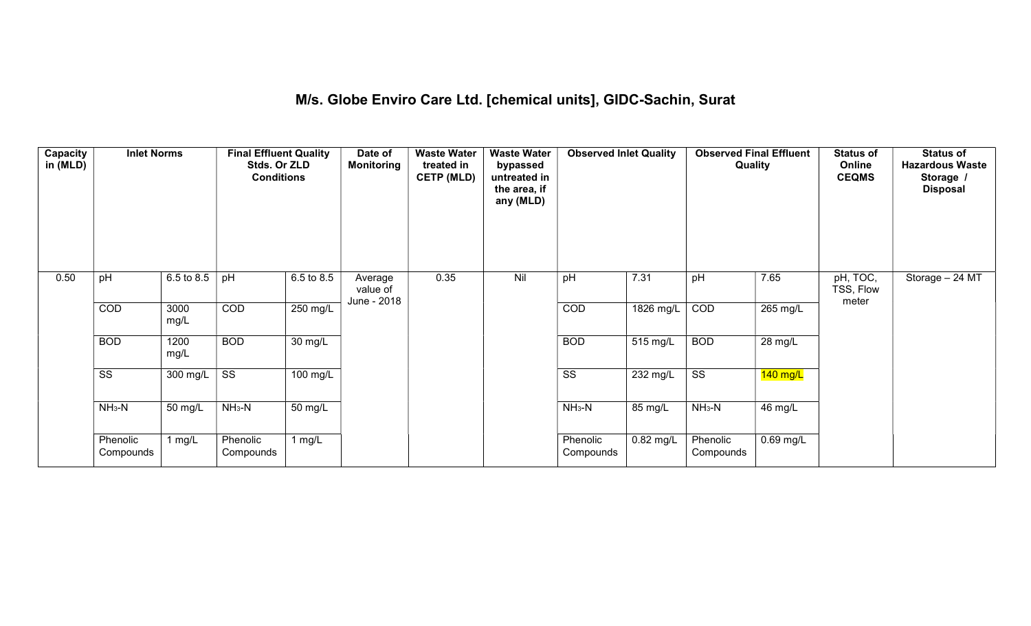# M/s. Globe Enviro Care Ltd. [chemical units], GIDC-Sachin, Surat

| Capacity in (MLD) | Inlet Norms | | Final Effluent Quality Stds. Or ZLD Conditions | | Date of Monitoring | Waste Water treated in CETP (MLD) | Waste Water bypassed untreated in the area, if any (MLD) | Observed Inlet Quality | | Observed Final Effluent Quality | | Status of Online CEQMS | Status of Hazardous Waste Storage / Disposal |
|---|---|---|---|---|---|---|---|---|---|---|---|---|---|
| 0.50 | pH | 6.5 to 8.5 | pH | 6.5 to 8.5 | Average value of June - 2018 | 0.35 | Nil | pH | 7.31 | pH | 7.65 | pH, TOC, TSS, Flow meter | Storage – 24 MT |
| | COD | 3000 mg/L | COD | 250 mg/L | | | | COD | 1826 mg/L | COD | 265 mg/L | | |
| | BOD | 1200 mg/L | BOD | 30 mg/L | | | | BOD | 515 mg/L | BOD | 28 mg/L | | |
| | SS | 300 mg/L | SS | 100 mg/L | | | | SS | 232 mg/L | SS | 140 mg/L | | |
| | $NH_3$-N | 50 mg/L | $NH_3$-N | 50 mg/L | | | | $NH_3$-N | 85 mg/L | $NH_3$-N | 46 mg/L | | |
| | Phenolic Compounds | 1 mg/L | Phenolic Compounds | 1 mg/L | | | | Phenolic Compounds | 0.82 mg/L | Phenolic Compounds | 0.69 mg/L | | |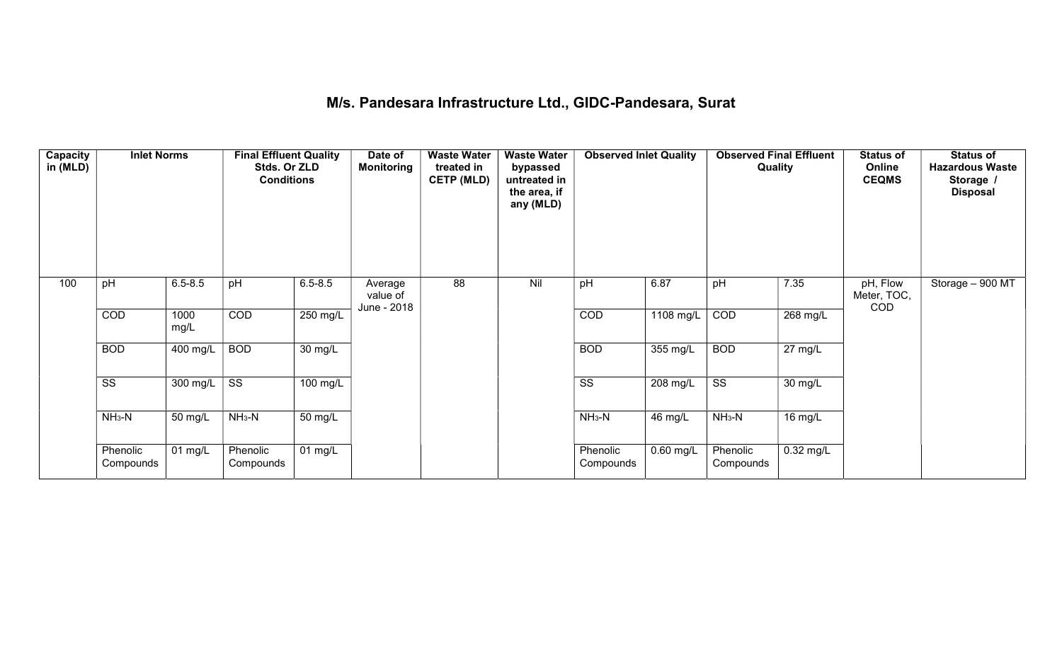## M/s. Pandesara Infrastructure Ltd., GIDC-Pandesara, Surat

| Capacity in (MLD) | Inlet Norms | | Final Effluent Quality Stds. Or ZLD Conditions | | Date of Monitoring | Waste Water treated in CETP (MLD) | Waste Water bypassed untreated in the area, if any (MLD) | Observed Inlet Quality | | Observed Final Effluent Quality | | Status of Online CEQMS | Status of Hazardous Waste Storage / Disposal |
|---|---|---|---|---|---|---|---|---|---|---|---|---|---|
| 100 | pH | 6.5-8.5 | pH | 6.5-8.5 | Average value of June - 2018 | 88 | Nil | pH | 6.87 | pH | 7.35 | pH, Flow Meter, TOC, COD | Storage – 900 MT |
| | COD | 1000 mg/L | COD | 250 mg/L | | | | COD | 1108 mg/L | COD | 268 mg/L | | |
| | BOD | 400 mg/L | BOD | 30 mg/L | | | | BOD | 355 mg/L | BOD | 27 mg/L | | |
| | SS | 300 mg/L | SS | 100 mg/L | | | | SS | 208 mg/L | SS | 30 mg/L | | |
| | $NH_3$-N | 50 mg/L | $NH_3$-N | 50 mg/L | | | | $NH_3$-N | 46 mg/L | $NH_3$-N | 16 mg/L | | |
| | Phenolic Compounds | 01 mg/L | Phenolic Compounds | 01 mg/L | | | | Phenolic Compounds | 0.60 mg/L | Phenolic Compounds | 0.32 mg/L | | |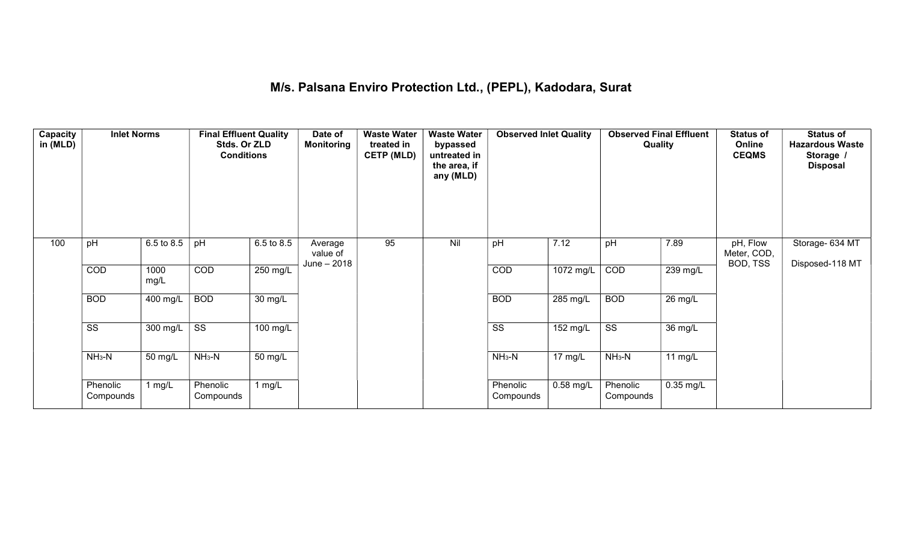# M/s. Palsana Enviro Protection Ltd., (PEPL), Kadodara, Surat

| Capacity in (MLD) | Inlet Norms | | Final Effluent Quality Stds. Or ZLD Conditions | | Date of Monitoring | Waste Water treated in CETP (MLD) | Waste Water bypassed untreated in the area, if any (MLD) | Observed Inlet Quality | | Observed Final Effluent Quality | | Status of Online CEQMS | Status of Hazardous Waste Storage / Disposal |
|---|---|---|---|---|---|---|---|---|---|---|---|---|---|
| 100 | pH | 6.5 to 8.5 | pH | 6.5 to 8.5 | Average value of June – 2018 | 95 | Nil | pH | 7.12 | pH | 7.89 | pH, Flow Meter, COD, BOD, TSS | Storage- 634 MT<br>Disposed-118 MT |
| | COD | 1000 mg/L | COD | 250 mg/L | | | | COD | 1072 mg/L | COD | 239 mg/L | | |
| | BOD | 400 mg/L | BOD | 30 mg/L | | | | BOD | 285 mg/L | BOD | 26 mg/L | | |
| | SS | 300 mg/L | SS | 100 mg/L | | | | SS | 152 mg/L | SS | 36 mg/L | | |
| | $NH_3$-N | 50 mg/L | $NH_3$-N | 50 mg/L | | | | $NH_3$-N | 17 mg/L | $NH_3$-N | 11 mg/L | | |
| | Phenolic Compounds | 1 mg/L | Phenolic Compounds | 1 mg/L | | | | Phenolic Compounds | 0.58 mg/L | Phenolic Compounds | 0.35 mg/L | | |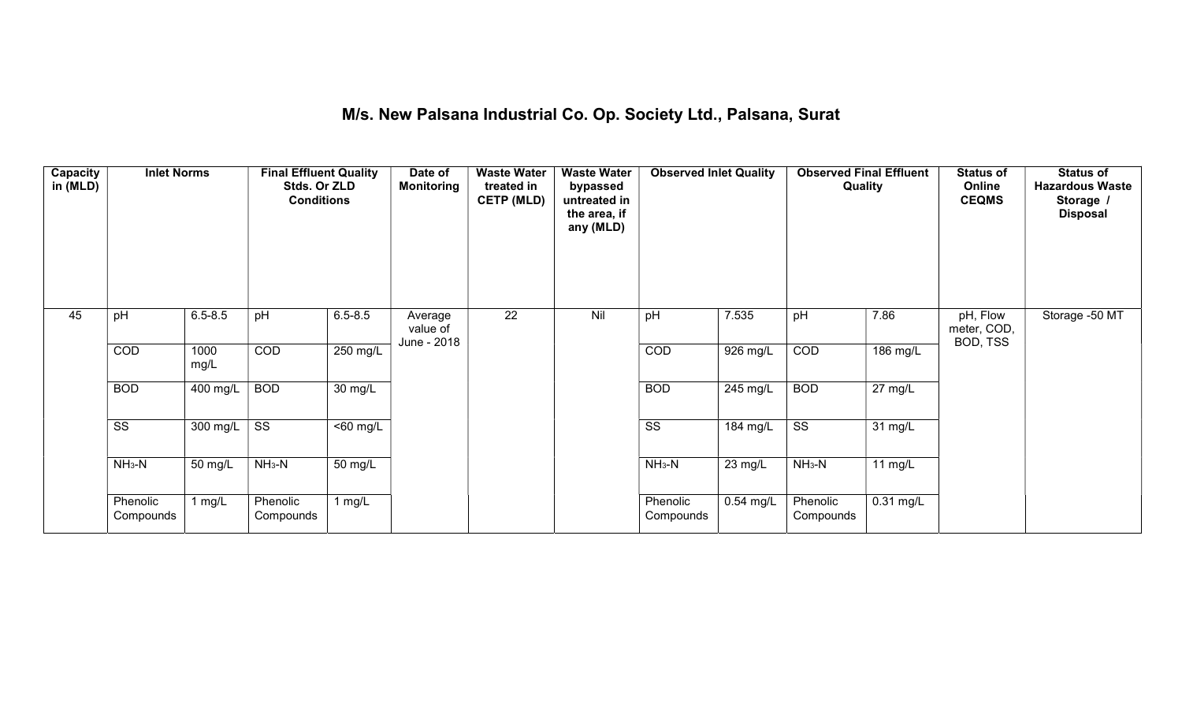# M/s. New Palsana Industrial Co. Op. Society Ltd., Palsana, Surat

| Capacity in (MLD) | Inlet Norms | | Final Effluent Quality Stds. Or ZLD Conditions | | Date of Monitoring | Waste Water treated in CETP (MLD) | Waste Water bypassed untreated in the area, if any (MLD) | Observed Inlet Quality | | Observed Final Effluent Quality | | Status of Online CEQMS | Status of Hazardous Waste Storage / Disposal |
|---|---|---|---|---|---|---|---|---|---|---|---|---|---|
| 45 | pH | 6.5-8.5 | pH | 6.5-8.5 | Average value of June - 2018 | 22 | Nil | pH | 7.535 | pH | 7.86 | pH, Flow meter, COD, BOD, TSS | Storage -50 MT |
| | COD | 1000 mg/L | COD | 250 mg/L | | | | COD | 926 mg/L | COD | 186 mg/L | | |
| | BOD | 400 mg/L | BOD | 30 mg/L | | | | BOD | 245 mg/L | BOD | 27 mg/L | | |
| | SS | 300 mg/L | SS | <60 mg/L | | | | SS | 184 mg/L | SS | 31 mg/L | | |
| | $NH_3$-N | 50 mg/L | $NH_3$-N | 50 mg/L | | | | $NH_3$-N | 23 mg/L | $NH_3$-N | 11 mg/L | | |
| | Phenolic Compounds | 1 mg/L | Phenolic Compounds | 1 mg/L | | | | Phenolic Compounds | 0.54 mg/L | Phenolic Compounds | 0.31 mg/L | | |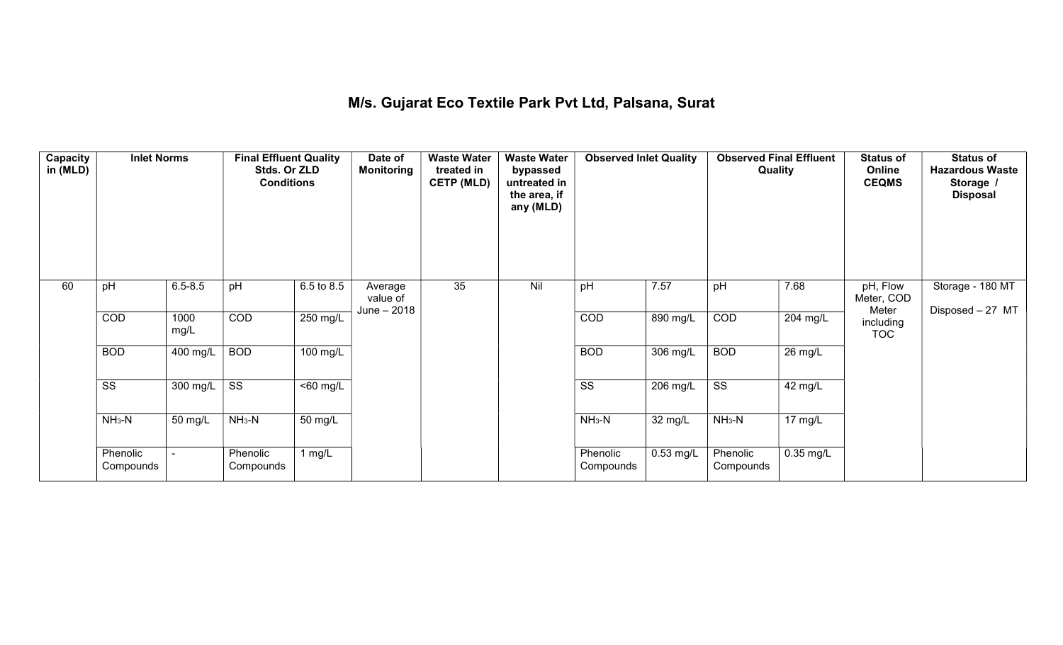# M/s. Gujarat Eco Textile Park Pvt Ltd, Palsana, Surat

| Capacity in (MLD) | Inlet Norms | | Final Effluent Quality Stds. Or ZLD Conditions | | Date of Monitoring | Waste Water treated in CETP (MLD) | Waste Water bypassed untreated in the area, if any (MLD) | Observed Inlet Quality | | Observed Final Effluent Quality | | Status of Online CEQMS | Status of Hazardous Waste Storage / Disposal |
|---|---|---|---|---|---|---|---|---|---|---|---|---|---|
| 60 | pH | 6.5-8.5 | pH | 6.5 to 8.5 | Average value of June – 2018 | 35 | Nil | pH | 7.57 | pH | 7.68 | pH, Flow Meter, COD Meter including TOC | Storage - 180 MT<br>Disposed – 27 MT |
| | COD | 1000 mg/L | COD | 250 mg/L | | | | COD | 890 mg/L | COD | 204 mg/L | | |
| | BOD | 400 mg/L | BOD | 100 mg/L | | | | BOD | 306 mg/L | BOD | 26 mg/L | | |
| | SS | 300 mg/L | SS | <60 mg/L | | | | SS | 206 mg/L | SS | 42 mg/L | | |
| | $NH_3$-N | 50 mg/L | $NH_3$-N | 50 mg/L | | | | $NH_3$-N | 32 mg/L | $NH_3$-N | 17 mg/L | | |
| | Phenolic Compounds | - | Phenolic Compounds | 1 mg/L | | | | Phenolic Compounds | 0.53 mg/L | Phenolic Compounds | 0.35 mg/L | | |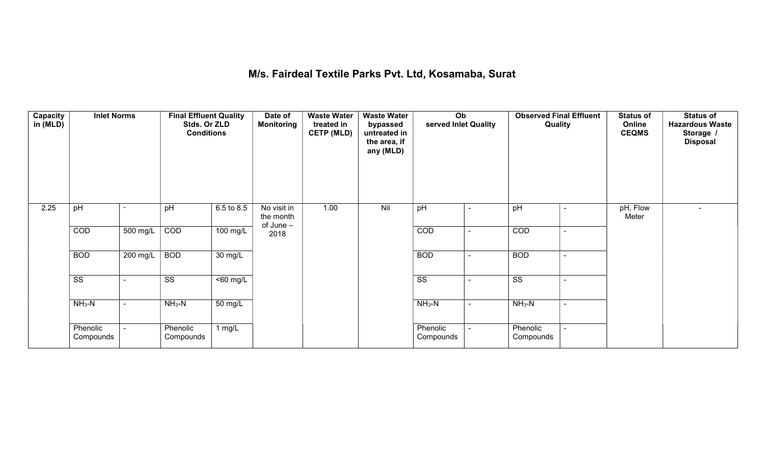# M/s. Fairdeal Textile Parks Pvt. Ltd, Kosamaba, Surat

| Capacity in (MLD) | Inlet Norms | | Final Effluent Quality Stds. Or ZLD Conditions | | Date of Monitoring | Waste Water treated in CETP (MLD) | Waste Water bypassed untreated in the area, if any (MLD) | Observed Inlet Quality | | Observed Final Effluent Quality | | Status of Online CEQMS | Status of Hazardous Waste Storage / Disposal |
|---|---|---|---|---|---|---|---|---|---|---|---|---|---|
| 2.25 | pH | - | pH | 6.5 to 8.5 | No visit in the month of June – 2018 | 1.00 | Nil | pH | - | pH | - | pH, Flow Meter | - |
| | COD | 500 mg/L | COD | 100 mg/L | | | | COD | - | COD | - | | |
| | BOD | 200 mg/L | BOD | 30 mg/L | | | | BOD | - | BOD | - | | |
| | SS | - | SS | <60 mg/L | | | | SS | - | SS | - | | |
| | $NH_3$-N | - | $NH_3$-N | 50 mg/L | | | | $NH_3$-N | - | $NH_3$-N | - | | |
| | Phenolic Compounds | - | Phenolic Compounds | 1 mg/L | | | | Phenolic Compounds | - | Phenolic Compounds | - | | |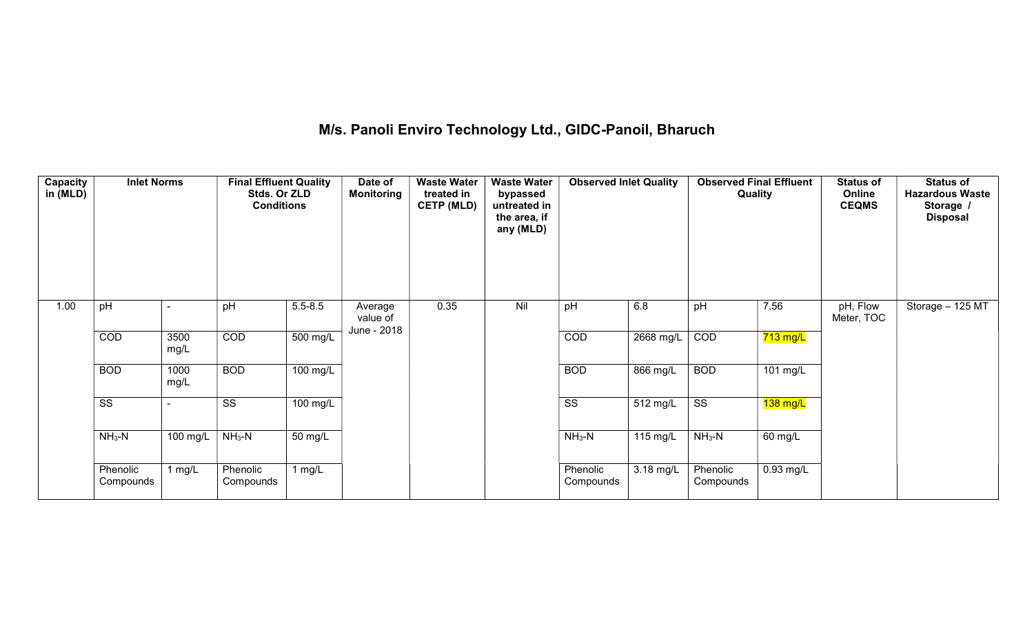# M/s. Panoli Enviro Technology Ltd., GIDC-Panoil, Bharuch

| Capacity in (MLD) | Inlet Norms | | Final Effluent Quality Stds. Or ZLD Conditions | | Date of Monitoring | Waste Water treated in CETP (MLD) | Waste Water bypassed untreated in the area, if any (MLD) | Observed Inlet Quality | | Observed Final Effluent Quality | | Status of Online CEQMS | Status of Hazardous Waste Storage / Disposal |
|---|---|---|---|---|---|---|---|---|---|---|---|---|---|
| 1.00 | pH | - | pH | 5.5-8.5 | Average value of June - 2018 | 0.35 | Nil | pH | 6.8 | pH | 7.56 | pH, Flow Meter, TOC | Storage – 125 MT |
| | COD | 3500 mg/L | COD | 500 mg/L | | | | COD | 2668 mg/L | COD | 713 mg/L | | |
| | BOD | 1000 mg/L | BOD | 100 mg/L | | | | BOD | 866 mg/L | BOD | 101 mg/L | | |
| | SS | - | SS | 100 mg/L | | | | SS | 512 mg/L | SS | 138 mg/L | | |
| | $NH_3$-N | 100 mg/L | $NH_3$-N | 50 mg/L | | | | $NH_3$-N | 115 mg/L | $NH_3$-N | 60 mg/L | | |
| | Phenolic Compounds | 1 mg/L | Phenolic Compounds | 1 mg/L | | | | Phenolic Compounds | 3.18 mg/L | Phenolic Compounds | 0.93 mg/L | | |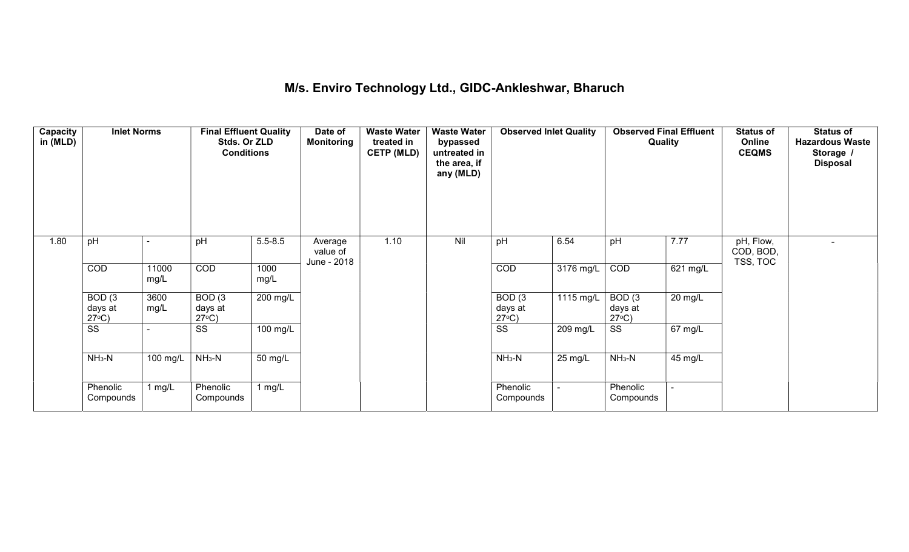# M/s. Enviro Technology Ltd., GIDC-Ankleshwar, Bharuch

| Capacity in (MLD) | Inlet Norms | | Final Effluent Quality Stds. Or ZLD Conditions | | Date of Monitoring | Waste Water treated in CETP (MLD) | Waste Water bypassed untreated in the area, if any (MLD) | Observed Inlet Quality | | Observed Final Effluent Quality | | Status of Online CEQMS | Status of Hazardous Waste Storage / Disposal |
|---|---|---|---|---|---|---|---|---|---|---|---|---|---|
| 1.80 | pH | - | pH | 5.5-8.5 | Average value of June - 2018 | 1.10 | Nil | pH | 6.54 | pH | 7.77 | pH, Flow, COD, BOD, TSS, TOC | - |
| | COD | 11000 mg/L | COD | 1000 mg/L | | | | COD | 3176 mg/L | COD | 621 mg/L | | |
| | BOD (3 days at 27°C) | 3600 mg/L | BOD (3 days at 27°C) | 200 mg/L | | | | BOD (3 days at 27°C) | 1115 mg/L | BOD (3 days at 27°C) | 20 mg/L | | |
| | SS | - | SS | 100 mg/L | | | | SS | 209 mg/L | SS | 67 mg/L | | |
| | $NH_3$-N | 100 mg/L | $NH_3$-N | 50 mg/L | | | | $NH_3$-N | 25 mg/L | $NH_3$-N | 45 mg/L | | |
| | Phenolic Compounds | 1 mg/L | Phenolic Compounds | 1 mg/L | | | | Phenolic Compounds | - | Phenolic Compounds | - | | |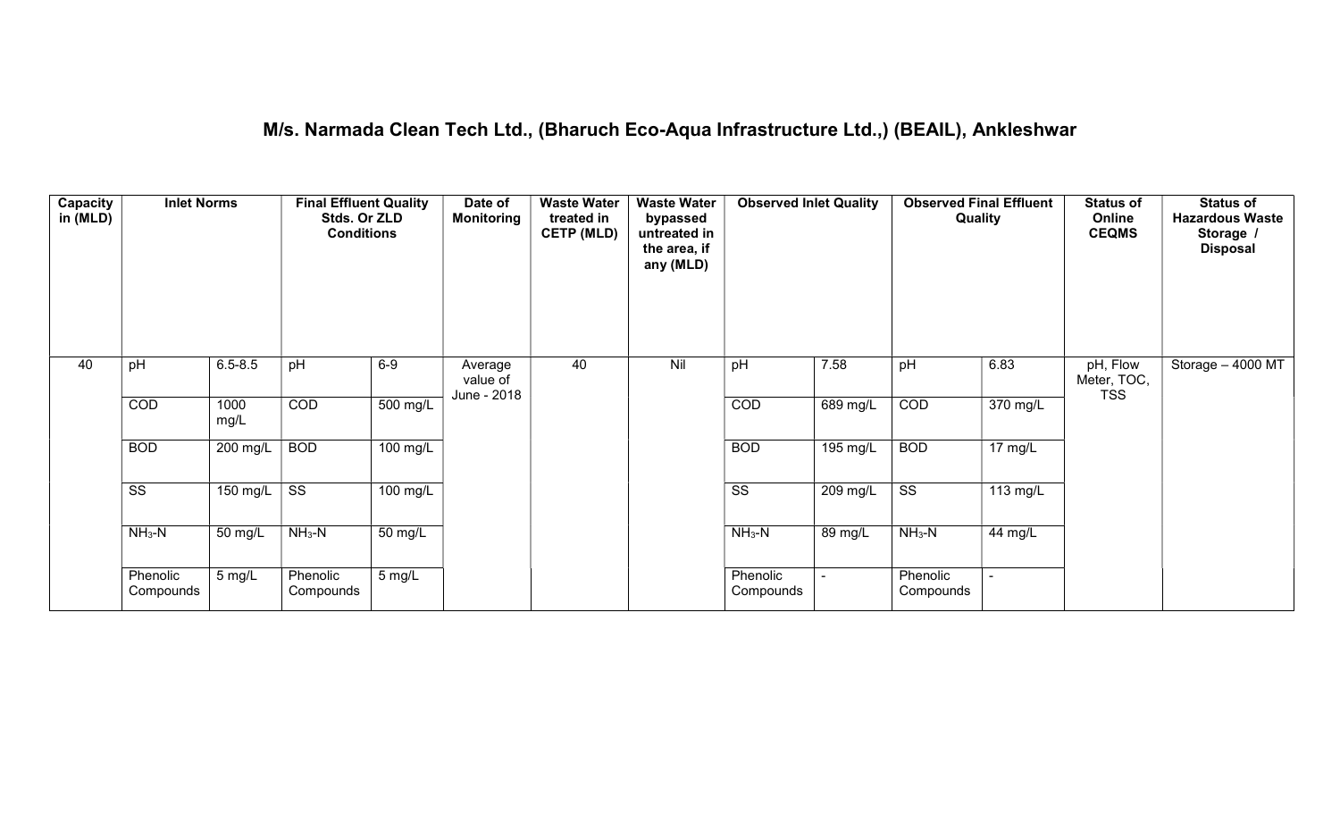# M/s. Narmada Clean Tech Ltd., (Bharuch Eco-Aqua Infrastructure Ltd.,) (BEAIL), Ankleshwar

| Capacity in (MLD) | Inlet Norms | | Final Effluent Quality Stds. Or ZLD Conditions | | Date of Monitoring | Waste Water treated in CETP (MLD) | Waste Water bypassed untreated in the area, if any (MLD) | Observed Inlet Quality | | Observed Final Effluent Quality | | Status of Online CEQMS | Status of Hazardous Waste Storage / Disposal |
|---|---|---|---|---|---|---|---|---|---|---|---|---|---|
| 40 | pH | 6.5-8.5 | pH | 6-9 | Average value of June - 2018 | 40 | Nil | pH | 7.58 | pH | 6.83 | pH, Flow Meter, TOC, TSS | Storage – 4000 MT |
| | COD | 1000 mg/L | COD | 500 mg/L | | | | COD | 689 mg/L | COD | 370 mg/L | | |
| | BOD | 200 mg/L | BOD | 100 mg/L | | | | BOD | 195 mg/L | BOD | 17 mg/L | | |
| | SS | 150 mg/L | SS | 100 mg/L | | | | SS | 209 mg/L | SS | 113 mg/L | | |
| | $NH_3$-N | 50 mg/L | $NH_3$-N | 50 mg/L | | | | $NH_3$-N | 89 mg/L | $NH_3$-N | 44 mg/L | | |
| | Phenolic Compounds | 5 mg/L | Phenolic Compounds | 5 mg/L | | | | Phenolic Compounds | - | Phenolic Compounds | - | | |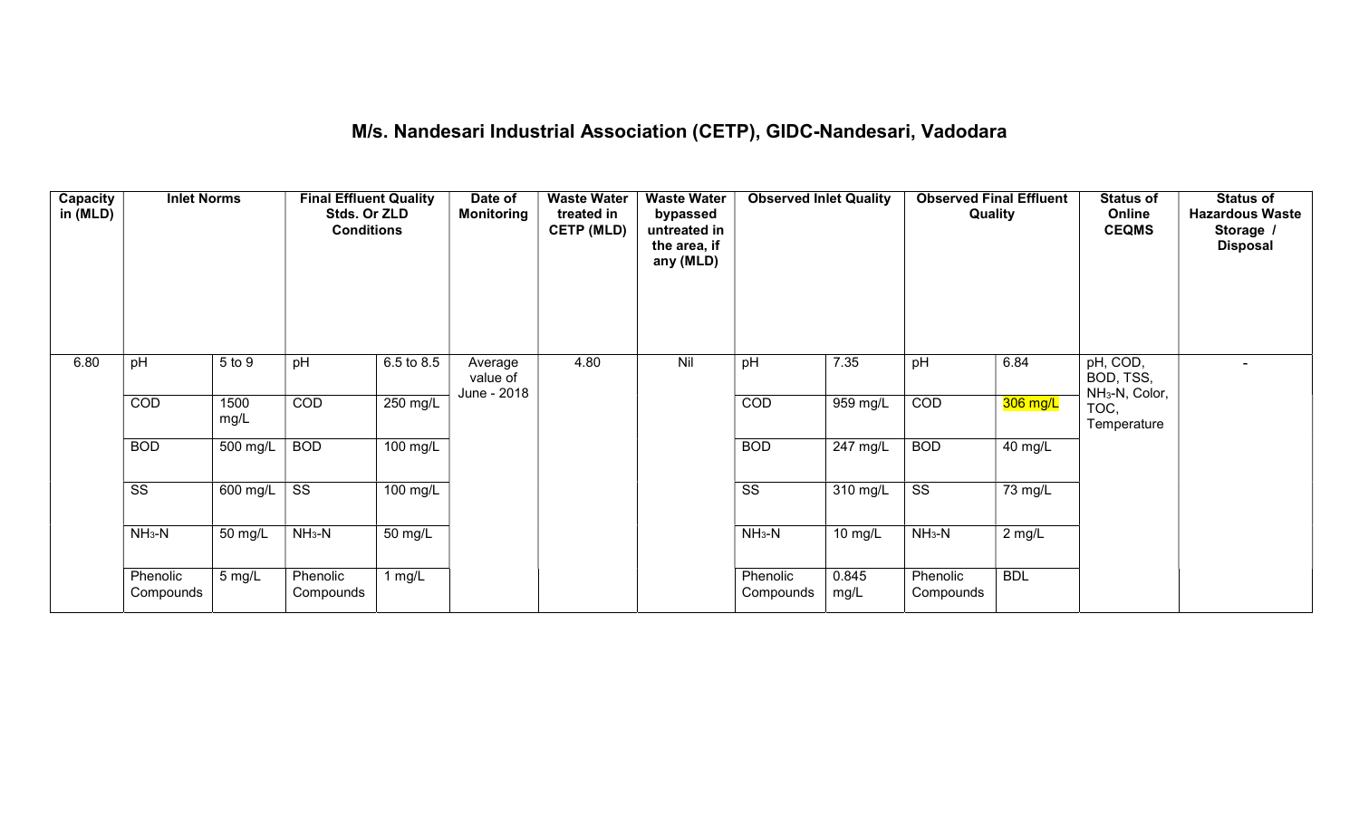# M/s. Nandesari Industrial Association (CETP), GIDC-Nandesari, Vadodara

| Capacity in (MLD) | Inlet Norms | | Final Effluent Quality Stds. Or ZLD Conditions | | Date of Monitoring | Waste Water treated in CETP (MLD) | Waste Water bypassed untreated in the area, if any (MLD) | Observed Inlet Quality | | Observed Final Effluent Quality | | Status of Online CEQMS | Status of Hazardous Waste Storage / Disposal |
|---|---|---|---|---|---|---|---|---|---|---|---|---|---|
| 6.80 | pH | 5 to 9 | pH | 6.5 to 8.5 | Average value of June - 2018 | 4.80 | Nil | pH | 7.35 | pH | 6.84 | pH, COD, BOD, TSS, $NH_3$-N, Color, TOC, Temperature | - |
| | COD | 1500 mg/L | COD | 250 mg/L | | | | COD | 959 mg/L | COD | 306 mg/L | | |
| | BOD | 500 mg/L | BOD | 100 mg/L | | | | BOD | 247 mg/L | BOD | 40 mg/L | | |
| | SS | 600 mg/L | SS | 100 mg/L | | | | SS | 310 mg/L | SS | 73 mg/L | | |
| | $NH_3$-N | 50 mg/L | $NH_3$-N | 50 mg/L | | | | $NH_3$-N | 10 mg/L | $NH_3$-N | 2 mg/L | | |
| | Phenolic Compounds | 5 mg/L | Phenolic Compounds | 1 mg/L | | | | Phenolic Compounds | 0.845 mg/L | Phenolic Compounds | BDL | | |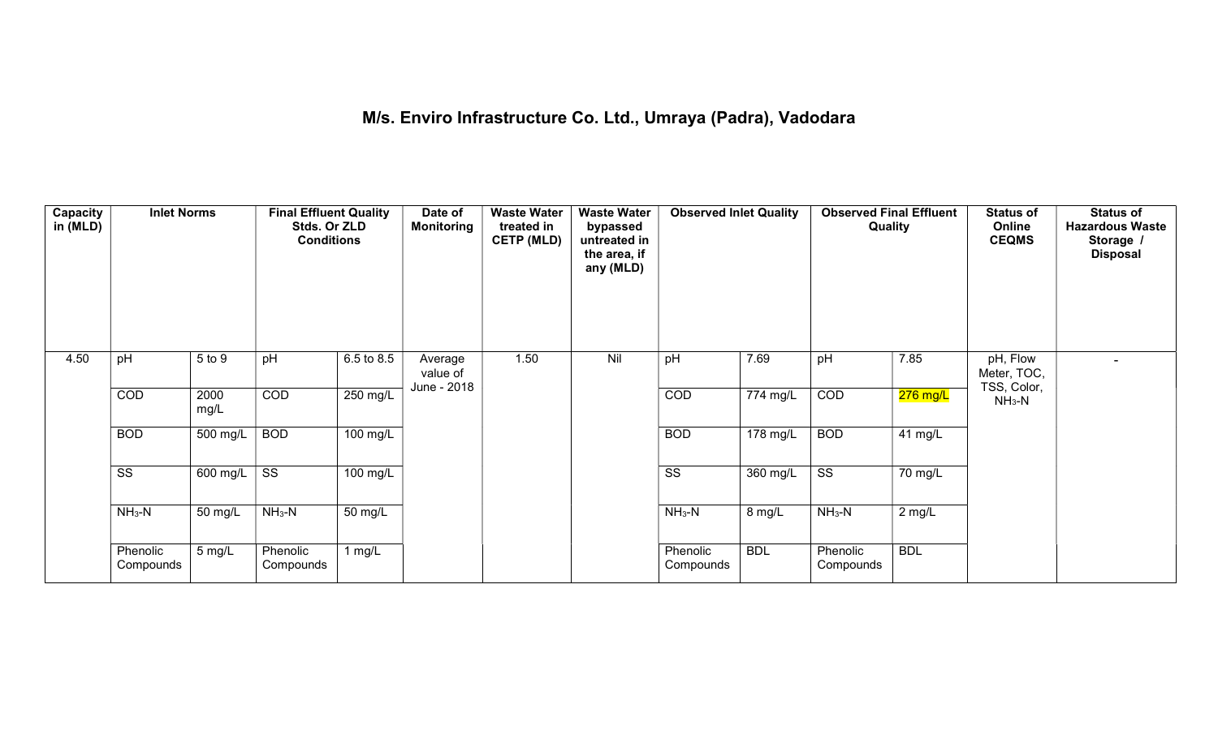# M/s. Enviro Infrastructure Co. Ltd., Umraya (Padra), Vadodara

| Capacity in (MLD) | Inlet Norms | | Final Effluent Quality Stds. Or ZLD Conditions | | Date of Monitoring | Waste Water treated in CETP (MLD) | Waste Water bypassed untreated in the area, if any (MLD) | Observed Inlet Quality | | Observed Final Effluent Quality | | Status of Online CEQMS | Status of Hazardous Waste Storage / Disposal |
|---|---|---|---|---|---|---|---|---|---|---|---|---|---|
| 4.50 | pH | 5 to 9 | pH | 6.5 to 8.5 | Average value of June - 2018 | 1.50 | Nil | pH | 7.69 | pH | 7.85 | pH, Flow Meter, TOC, TSS, Color, $NH_3$-N | - |
| | COD | 2000 mg/L | COD | 250 mg/L | | | | COD | 774 mg/L | COD | 276 mg/L | | |
| | BOD | 500 mg/L | BOD | 100 mg/L | | | | BOD | 178 mg/L | BOD | 41 mg/L | | |
| | SS | 600 mg/L | SS | 100 mg/L | | | | SS | 360 mg/L | SS | 70 mg/L | | |
| | $NH_3$-N | 50 mg/L | $NH_3$-N | 50 mg/L | | | | $NH_3$-N | 8 mg/L | $NH_3$-N | 2 mg/L | | |
| | Phenolic Compounds | 5 mg/L | Phenolic Compounds | 1 mg/L | | | | Phenolic Compounds | BDL | Phenolic Compounds | BDL | | |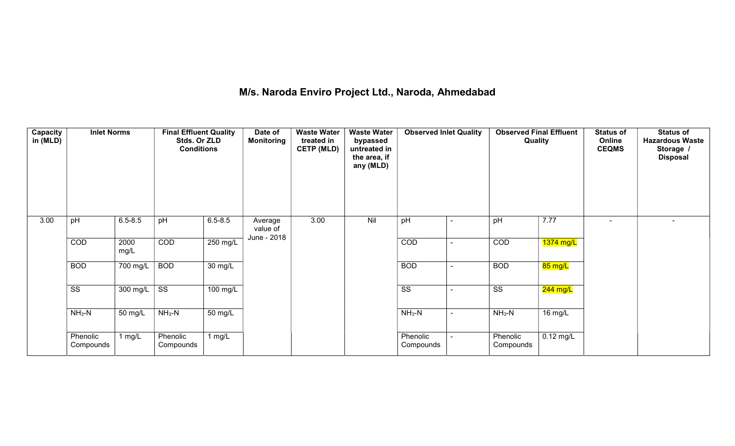## M/s. Naroda Enviro Project Ltd., Naroda, Ahmedabad

| Capacity in (MLD) | Inlet Norms | | Final Effluent Quality Stds. Or ZLD Conditions | | Date of Monitoring | Waste Water treated in CETP (MLD) | Waste Water bypassed untreated in the area, if any (MLD) | Observed Inlet Quality | | Observed Final Effluent Quality | | Status of Online CEQMS | Status of Hazardous Waste Storage / Disposal |
|---|---|---|---|---|---|---|---|---|---|---|---|---|---|
| 3.00 | pH | 6.5-8.5 | pH | 6.5-8.5 | Average value of June - 2018 | 3.00 | Nil | pH | - | pH | 7.77 | - | - |
| | COD | 2000 mg/L | COD | 250 mg/L | | | | COD | - | COD | 1374 mg/L | | |
| | BOD | 700 mg/L | BOD | 30 mg/L | | | | BOD | - | BOD | 85 mg/L | | |
| | SS | 300 mg/L | SS | 100 mg/L | | | | SS | - | SS | 244 mg/L | | |
| | $NH_3$-N | 50 mg/L | $NH_3$-N | 50 mg/L | | | | $NH_3$-N | - | $NH_3$-N | 16 mg/L | | |
| | Phenolic Compounds | 1 mg/L | Phenolic Compounds | 1 mg/L | | | | Phenolic Compounds | - | Phenolic Compounds | 0.12 mg/L | | |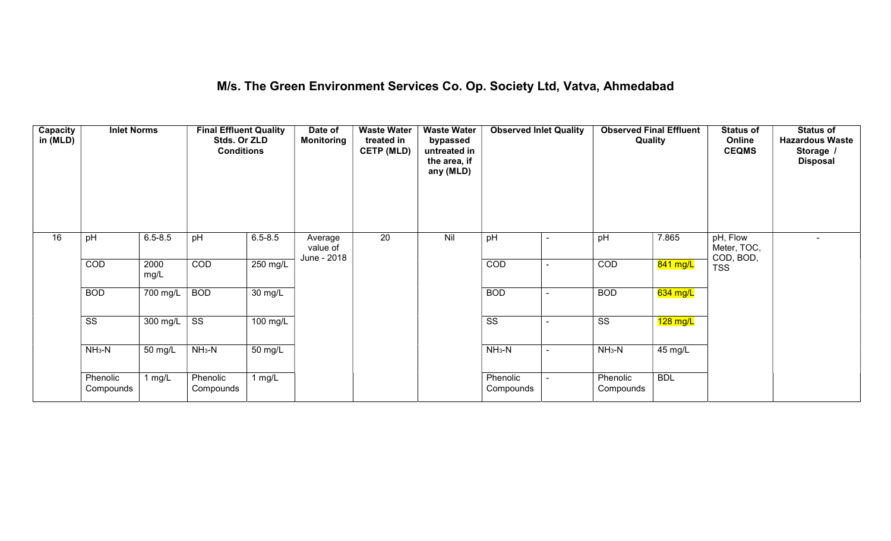# M/s. The Green Environment Services Co. Op. Society Ltd, Vatva, Ahmedabad

| Capacity in (MLD) | Inlet Norms | | Final Effluent Quality Stds. Or ZLD Conditions | | Date of Monitoring | Waste Water treated in CETP (MLD) | Waste Water bypassed untreated in the area, if any (MLD) | Observed Inlet Quality | | Observed Final Effluent Quality | | Status of Online CEQMS | Status of Hazardous Waste Storage / Disposal |
|---|---|---|---|---|---|---|---|---|---|---|---|---|---|
| 16 | pH | 6.5-8.5 | pH | 6.5-8.5 | Average value of June - 2018 | 20 | Nil | pH | - | pH | 7.865 | pH, Flow Meter, TOC, COD, BOD, TSS | - |
| | COD | 2000 mg/L | COD | 250 mg/L | | | | COD | - | COD | 841 mg/L | | |
| | BOD | 700 mg/L | BOD | 30 mg/L | | | | BOD | - | BOD | 634 mg/L | | |
| | SS | 300 mg/L | SS | 100 mg/L | | | | SS | - | SS | 128 mg/L | | |
| | $NH_3$-N | 50 mg/L | $NH_3$-N | 50 mg/L | | | | $NH_3$-N | - | $NH_3$-N | 45 mg/L | | |
| | Phenolic Compounds | 1 mg/L | Phenolic Compounds | 1 mg/L | | | | Phenolic Compounds | - | Phenolic Compounds | BDL | | |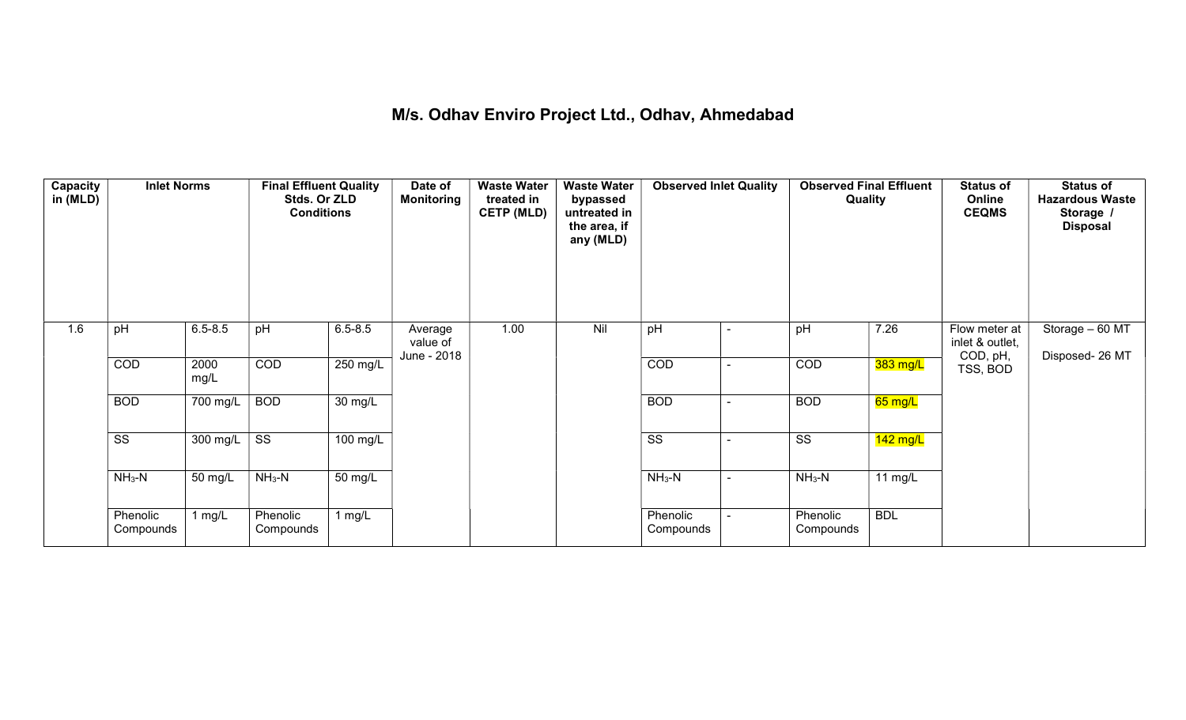# M/s. Odhav Enviro Project Ltd., Odhav, Ahmedabad

| Capacity in (MLD) | Inlet Norms | | Final Effluent Quality Stds. Or ZLD Conditions | | Date of Monitoring | Waste Water treated in CETP (MLD) | Waste Water bypassed untreated in the area, if any (MLD) | Observed Inlet Quality | | Observed Final Effluent Quality | | Status of Online CEQMS | Status of Hazardous Waste Storage / Disposal |
|---|---|---|---|---|---|---|---|---|---|---|---|---|---|
| 1.6 | pH | 6.5-8.5 | pH | 6.5-8.5 | Average value of June - 2018 | 1.00 | Nil | pH | - | pH | 7.26 | Flow meter at inlet & outlet, COD, pH, TSS, BOD | Storage – 60 MT Disposed- 26 MT |
| | COD | 2000 mg/L | COD | 250 mg/L | | | | COD | - | COD | 383 mg/L | | |
| | BOD | 700 mg/L | BOD | 30 mg/L | | | | BOD | - | BOD | 65 mg/L | | |
| | SS | 300 mg/L | SS | 100 mg/L | | | | SS | - | SS | 142 mg/L | | |
| | $NH_3$-N | 50 mg/L | $NH_3$-N | 50 mg/L | | | | $NH_3$-N | - | $NH_3$-N | 11 mg/L | | |
| | Phenolic Compounds | 1 mg/L | Phenolic Compounds | 1 mg/L | | | | Phenolic Compounds | - | Phenolic Compounds | BDL | | |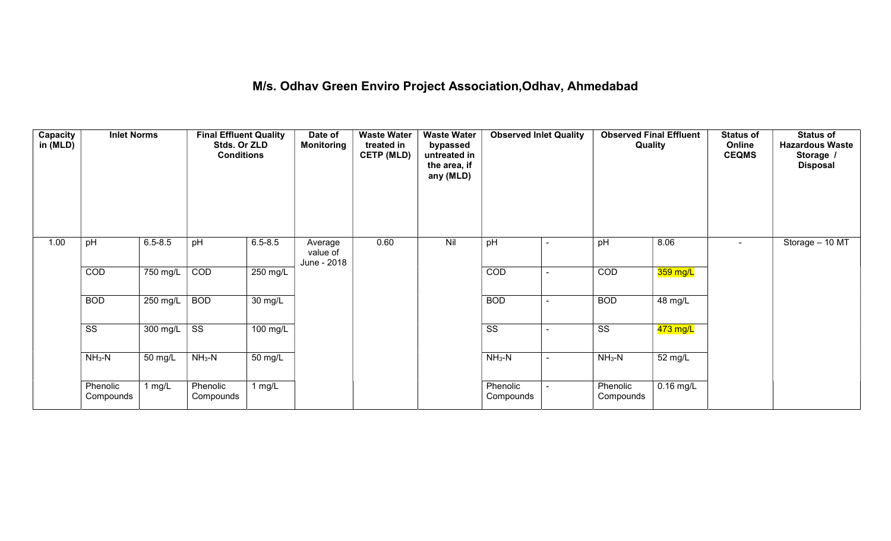# M/s. Odhav Green Enviro Project Association,Odhav, Ahmedabad

| Capacity in (MLD) | Inlet Norms | | Final Effluent Quality Stds. Or ZLD Conditions | | Date of Monitoring | Waste Water treated in CETP (MLD) | Waste Water bypassed untreated in the area, if any (MLD) | Observed Inlet Quality | | Observed Final Effluent Quality | | Status of Online CEQMS | Status of Hazardous Waste Storage / Disposal |
|---|---|---|---|---|---|---|---|---|---|---|---|---|---|
| 1.00 | pH | 6.5-8.5 | pH | 6.5-8.5 | Average value of June - 2018 | 0.60 | Nil | pH | - | pH | 8.06 | - | Storage – 10 MT |
| | COD | 750 mg/L | COD | 250 mg/L | | | | COD | - | COD | 359 mg/L | | |
| | BOD | 250 mg/L | BOD | 30 mg/L | | | | BOD | - | BOD | 48 mg/L | | |
| | SS | 300 mg/L | SS | 100 mg/L | | | | SS | - | SS | 473 mg/L | | |
| | $NH_3$-N | 50 mg/L | $NH_3$-N | 50 mg/L | | | | $NH_3$-N | - | $NH_3$-N | 52 mg/L | | |
| | Phenolic Compounds | 1 mg/L | Phenolic Compounds | 1 mg/L | | | | Phenolic Compounds | - | Phenolic Compounds | 0.16 mg/L | | |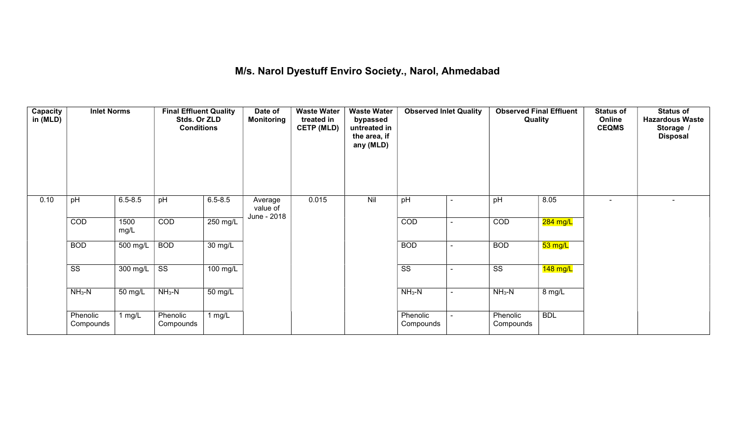# M/s. Narol Dyestuff Enviro Society., Narol, Ahmedabad

| Capacity in (MLD) | Inlet Norms | | Final Effluent Quality Stds. Or ZLD Conditions | | Date of Monitoring | Waste Water treated in CETP (MLD) | Waste Water bypassed untreated in the area, if any (MLD) | Observed Inlet Quality | | Observed Final Effluent Quality | | Status of Online CEQMS | Status of Hazardous Waste Storage / Disposal |
|---|---|---|---|---|---|---|---|---|---|---|---|---|---|
| 0.10 | pH | 6.5-8.5 | pH | 6.5-8.5 | Average value of June - 2018 | 0.015 | Nil | pH | - | pH | 8.05 | - | - |
| | COD | 1500 mg/L | COD | 250 mg/L | | | | COD | - | COD | 284 mg/L | | |
| | BOD | 500 mg/L | BOD | 30 mg/L | | | | BOD | - | BOD | 53 mg/L | | |
| | SS | 300 mg/L | SS | 100 mg/L | | | | SS | - | SS | 148 mg/L | | |
| | $NH_3$-N | 50 mg/L | $NH_3$-N | 50 mg/L | | | | $NH_3$-N | - | $NH_3$-N | 8 mg/L | | |
| | Phenolic Compounds | 1 mg/L | Phenolic Compounds | 1 mg/L | | | | Phenolic Compounds | - | Phenolic Compounds | BDL | | |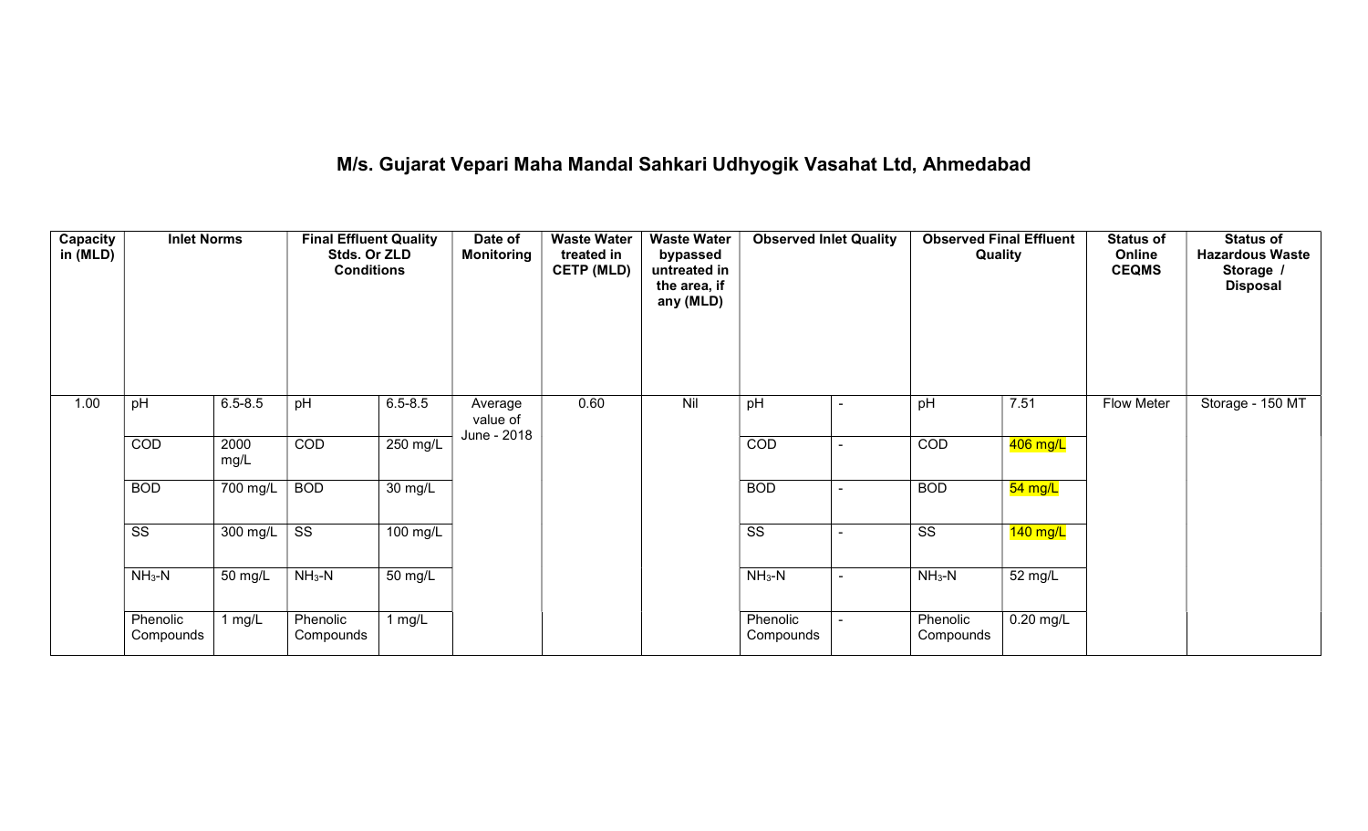# M/s. Gujarat Vepari Maha Mandal Sahkari Udhyogik Vasahat Ltd, Ahmedabad

| Capacity in (MLD) | Inlet Norms | | Final Effluent Quality Stds. Or ZLD Conditions | | Date of Monitoring | Waste Water treated in CETP (MLD) | Waste Water bypassed untreated in the area, if any (MLD) | Observed Inlet Quality | | Observed Final Effluent Quality | | Status of Online CEQMS | Status of Hazardous Waste Storage / Disposal |
|---|---|---|---|---|---|---|---|---|---|---|---|---|---|
| 1.00 | pH | 6.5-8.5 | pH | 6.5-8.5 | Average value of June - 2018 | 0.60 | Nil | pH | - | pH | 7.51 | Flow Meter | Storage - 150 MT |
| | COD | 2000 mg/L | COD | 250 mg/L | | | | COD | - | COD | 406 mg/L | | |
| | BOD | 700 mg/L | BOD | 30 mg/L | | | | BOD | - | BOD | 54 mg/L | | |
| | SS | 300 mg/L | SS | 100 mg/L | | | | SS | - | SS | 140 mg/L | | |
| | $NH_3$-N | 50 mg/L | $NH_3$-N | 50 mg/L | | | | $NH_3$-N | - | $NH_3$-N | 52 mg/L | | |
| | Phenolic Compounds | 1 mg/L | Phenolic Compounds | 1 mg/L | | | | Phenolic Compounds | - | Phenolic Compounds | 0.20 mg/L | | |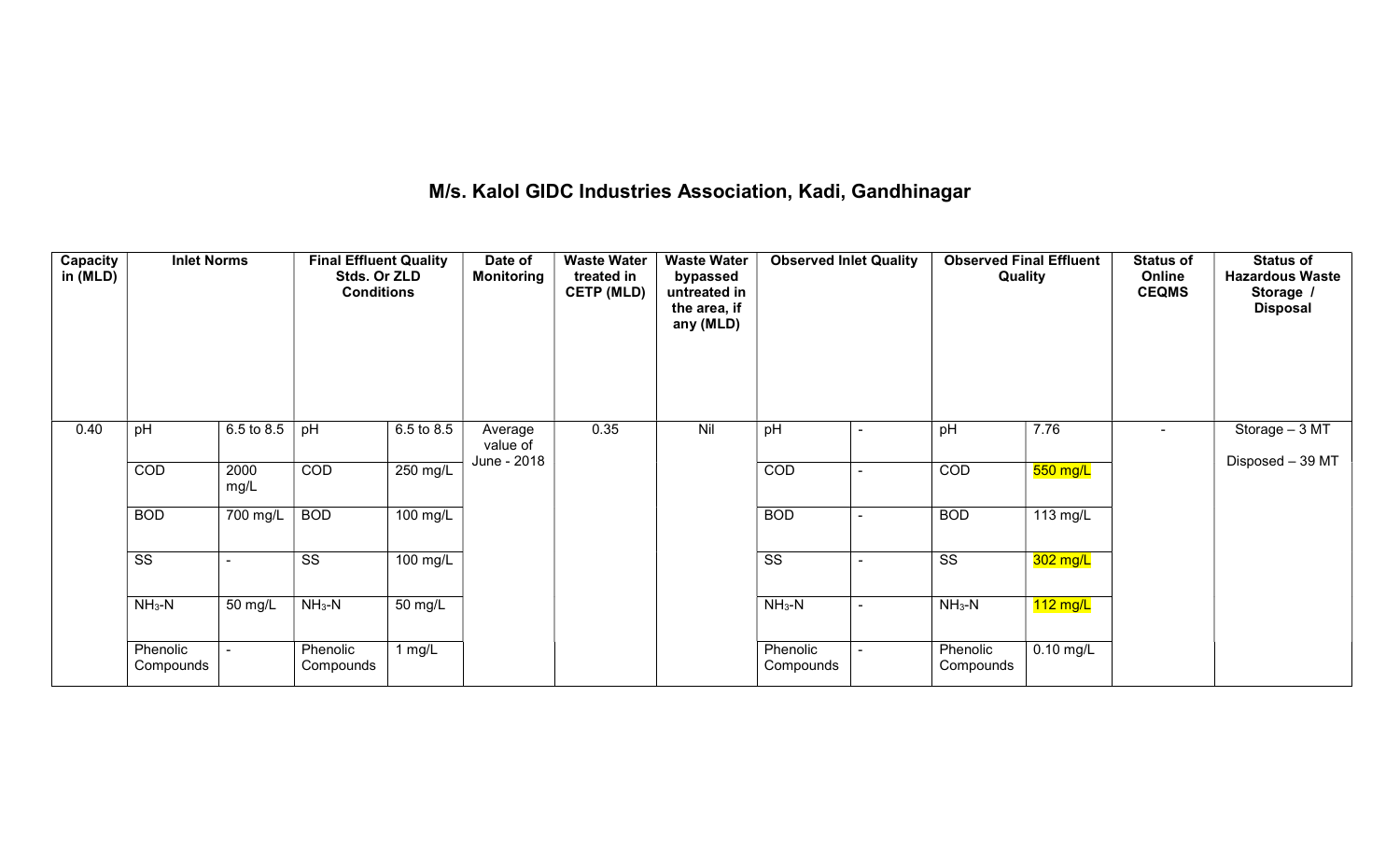# M/s. Kalol GIDC Industries Association, Kadi, Gandhinagar

| Capacity in (MLD) | Inlet Norms | | Final Effluent Quality Stds. Or ZLD Conditions | | Date of Monitoring | Waste Water treated in CETP (MLD) | Waste Water bypassed untreated in the area, if any (MLD) | Observed Inlet Quality | | Observed Final Effluent Quality | | Status of Online CEQMS | Status of Hazardous Waste Storage / Disposal |
|---|---|---|---|---|---|---|---|---|---|---|---|---|---|
| 0.40 | pH | 6.5 to 8.5 | pH | 6.5 to 8.5 | Average value of June - 2018 | 0.35 | Nil | pH | - | pH | 7.76 | - | Storage – 3 MT Disposed – 39 MT |
| | COD | 2000 mg/L | COD | 250 mg/L | | | | COD | - | COD | 550 mg/L | | |
| | BOD | 700 mg/L | BOD | 100 mg/L | | | | BOD | - | BOD | 113 mg/L | | |
| | SS | - | SS | 100 mg/L | | | | SS | - | SS | 302 mg/L | | |
| | $NH_3$-N | 50 mg/L | $NH_3$-N | 50 mg/L | | | | $NH_3$-N | - | $NH_3$-N | 112 mg/L | | |
| | Phenolic Compounds | - | Phenolic Compounds | 1 mg/L | | | | Phenolic Compounds | - | Phenolic Compounds | 0.10 mg/L | | |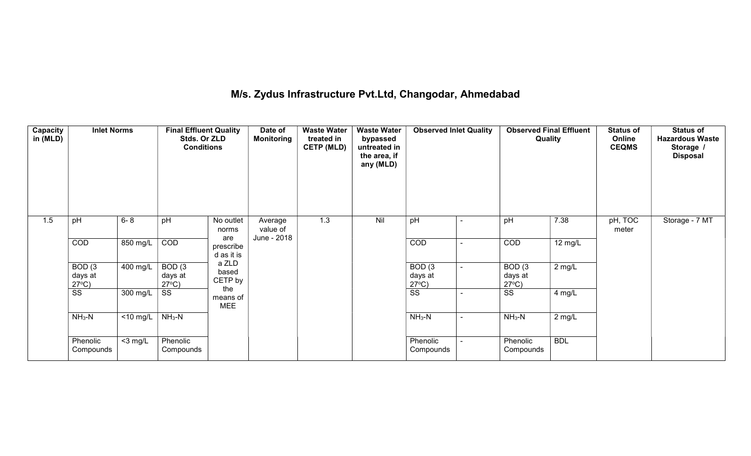# M/s. Zydus Infrastructure Pvt.Ltd, Changodar, Ahmedabad

| Capacity in (MLD) | Inlet Norms | | Final Effluent Quality Stds. Or ZLD Conditions | | Date of Monitoring | Waste Water treated in CETP (MLD) | Waste Water bypassed untreated in the area, if any (MLD) | Observed Inlet Quality | | Observed Final Effluent Quality | | Status of Online CEQMS | Status of Hazardous Waste Storage / Disposal |
|---|---|---|---|---|---|---|---|---|---|---|---|---|---|
| 1.5 | pH | 6- 8 | pH | No outlet norms are prescribed as it is a ZLD based CETP by the means of MEE | Average value of June - 2018 | 1.3 | Nil | pH | - | pH | 7.38 | pH, TOC meter | Storage - 7 MT |
| | COD | 850 mg/L | COD | | | | | COD | - | COD | 12 mg/L | | |
| | BOD (3 days at 27°C) | 400 mg/L | BOD (3 days at 27°C) | | | | | BOD (3 days at 27°C) | - | BOD (3 days at 27°C) | 2 mg/L | | |
| | SS | 300 mg/L | SS | | | | | SS | - | SS | 4 mg/L | | |
| | $NH_3$-N | <10 mg/L | $NH_3$-N | | | | | $NH_3$-N | - | $NH_3$-N | 2 mg/L | | |
| | Phenolic Compounds | <3 mg/L | Phenolic Compounds | | | | | Phenolic Compounds | - | Phenolic Compounds | BDL | | |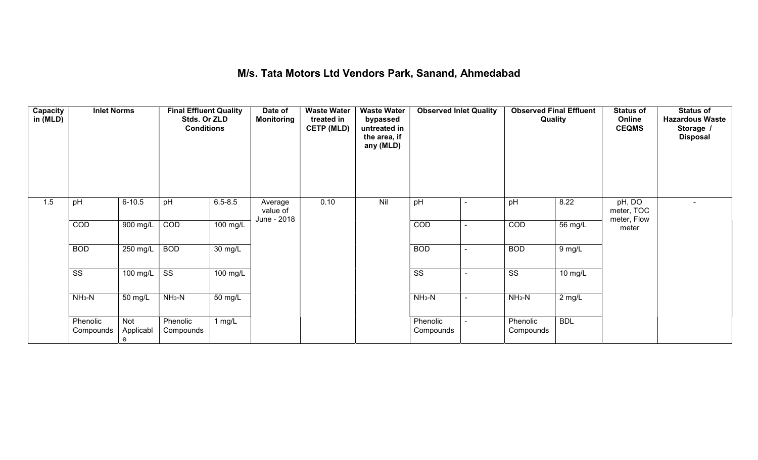# M/s. Tata Motors Ltd Vendors Park, Sanand, Ahmedabad

| Capacity in (MLD) | Inlet Norms | | Final Effluent Quality Stds. Or ZLD Conditions | | Date of Monitoring | Waste Water treated in CETP (MLD) | Waste Water bypassed untreated in the area, if any (MLD) | Observed Inlet Quality | | Observed Final Effluent Quality | | Status of Online CEQMS | Status of Hazardous Waste Storage / Disposal |
|---|---|---|---|---|---|---|---|---|---|---|---|---|---|
| 1.5 | pH | 6-10.5 | pH | 6.5-8.5 | Average value of June - 2018 | 0.10 | Nil | pH | - | pH | 8.22 | pH, DO meter, TOC meter, Flow meter | - |
| | COD | 900 mg/L | COD | 100 mg/L | | | | COD | - | COD | 56 mg/L | | |
| | BOD | 250 mg/L | BOD | 30 mg/L | | | | BOD | - | BOD | 9 mg/L | | |
| | SS | 100 mg/L | SS | 100 mg/L | | | | SS | - | SS | 10 mg/L | | |
| | $NH_3$-N | 50 mg/L | $NH_3$-N | 50 mg/L | | | | $NH_3$-N | - | $NH_3$-N | 2 mg/L | | |
| | Phenolic Compounds | Not Applicable | Phenolic Compounds | 1 mg/L | | | | Phenolic Compounds | - | Phenolic Compounds | BDL | | |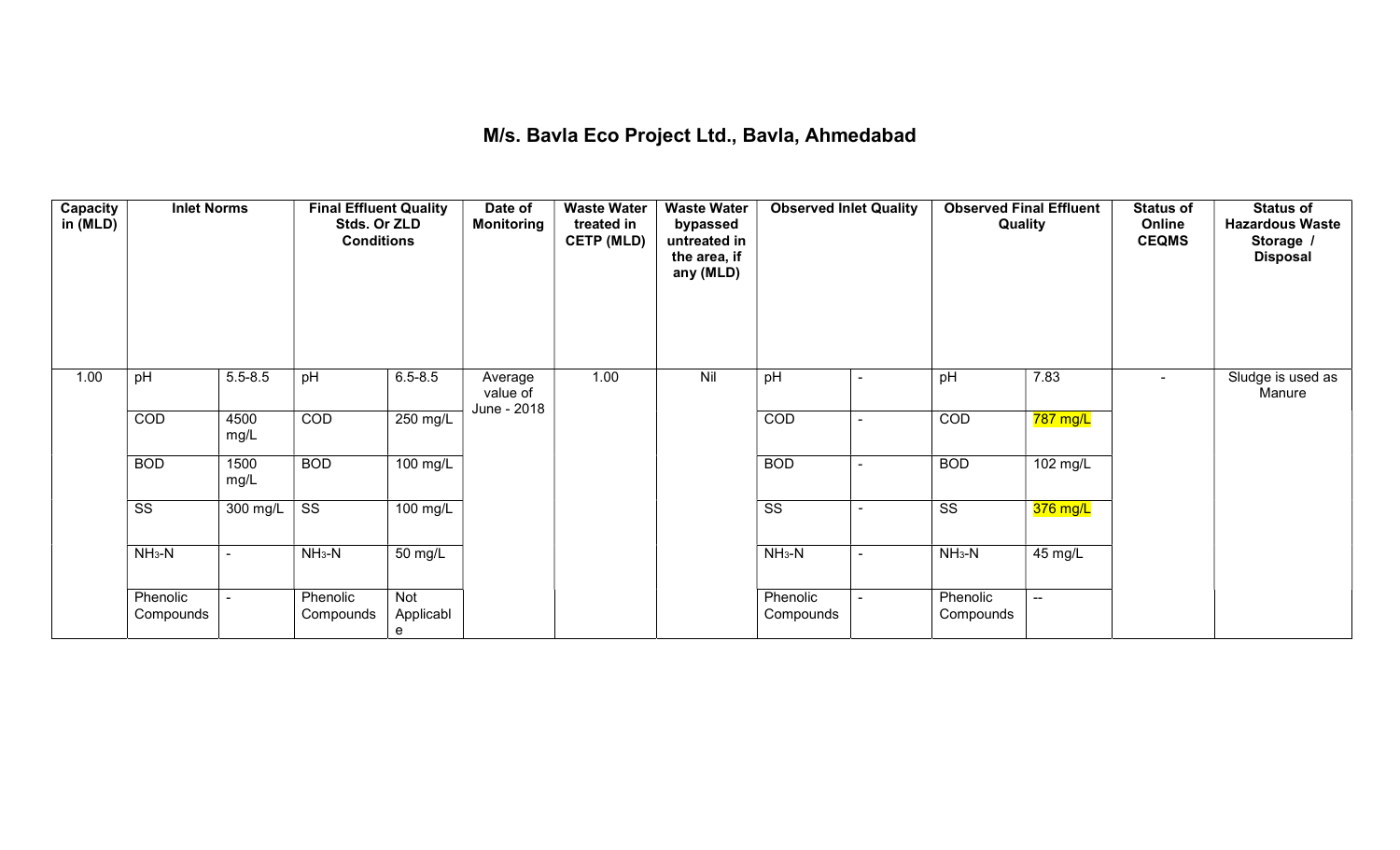# M/s. Bavla Eco Project Ltd., Bavla, Ahmedabad

| Capacity in (MLD) | Inlet Norms | | Final Effluent Quality Stds. Or ZLD Conditions | | Date of Monitoring | Waste Water treated in CETP (MLD) | Waste Water bypassed untreated in the area, if any (MLD) | Observed Inlet Quality | | Observed Final Effluent Quality | | Status of Online CEQMS | Status of Hazardous Waste Storage / Disposal |
|---|---|---|---|---|---|---|---|---|---|---|---|---|---|
| 1.00 | pH | 5.5-8.5 | pH | 6.5-8.5 | Average value of June - 2018 | 1.00 | Nil | pH | - | pH | 7.83 | - | Sludge is used as Manure |
| | COD | 4500 mg/L | COD | 250 mg/L | | | | COD | - | COD | 787 mg/L | | |
| | BOD | 1500 mg/L | BOD | 100 mg/L | | | | BOD | - | BOD | 102 mg/L | | |
| | SS | 300 mg/L | SS | 100 mg/L | | | | SS | - | SS | 376 mg/L | | |
| | $NH_3$-N | - | $NH_3$-N | 50 mg/L | | | | $NH_3$-N | - | $NH_3$-N | 45 mg/L | | |
| | Phenolic Compounds | - | Phenolic Compounds | Not Applicable | | | | Phenolic Compounds | - | Phenolic Compounds | -- | | |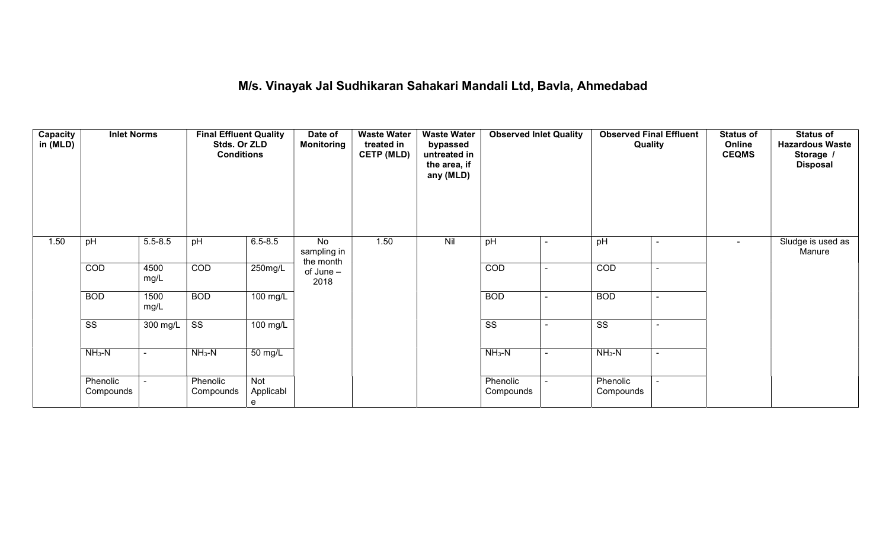# M/s. Vinayak Jal Sudhikaran Sahakari Mandali Ltd, Bavla, Ahmedabad

| Capacity in (MLD) | Inlet Norms | | Final Effluent Quality Stds. Or ZLD Conditions | | Date of Monitoring | Waste Water treated in CETP (MLD) | Waste Water bypassed untreated in the area, if any (MLD) | Observed Inlet Quality | | Observed Final Effluent Quality | | Status of Online CEQMS | Status of Hazardous Waste Storage / Disposal |
|---|---|---|---|---|---|---|---|---|---|---|---|---|---|
| 1.50 | pH | 5.5-8.5 | pH | 6.5-8.5 | No sampling in the month of June – 2018 | 1.50 | Nil | pH | - | pH | - | - | Sludge is used as Manure |
| | COD | 4500 mg/L | COD | 250mg/L | | | | COD | - | COD | - | | |
| | BOD | 1500 mg/L | BOD | 100 mg/L | | | | BOD | - | BOD | - | | |
| | SS | 300 mg/L | SS | 100 mg/L | | | | SS | - | SS | - | | |
| | $NH_3$-N | - | $NH_3$-N | 50 mg/L | | | | $NH_3$-N | - | $NH_3$-N | - | | |
| | Phenolic Compounds | - | Phenolic Compounds | Not Applicable | | | | Phenolic Compounds | - | Phenolic Compounds | - | | |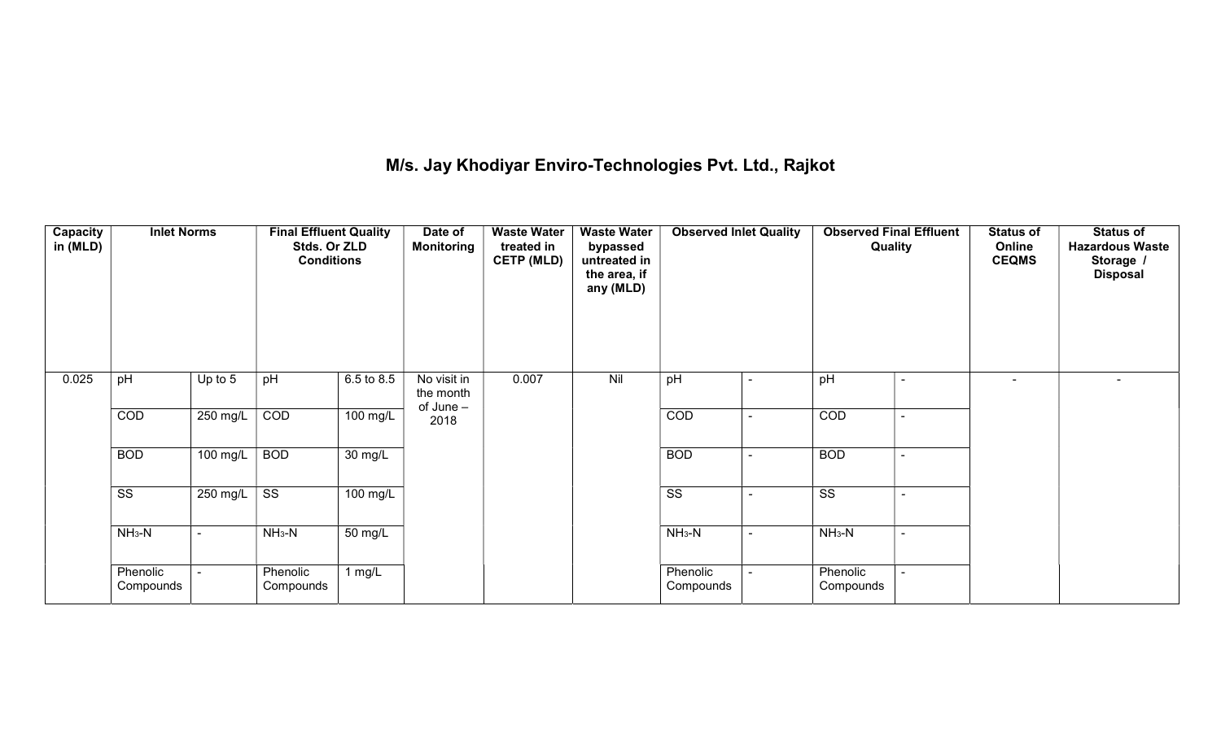# M/s. Jay Khodiyar Enviro-Technologies Pvt. Ltd., Rajkot

| Capacity in (MLD) | Inlet Norms | | Final Effluent Quality Stds. Or ZLD Conditions | | Date of Monitoring | Waste Water treated in CETP (MLD) | Waste Water bypassed untreated in the area, if any (MLD) | Observed Inlet Quality | | Observed Final Effluent Quality | | Status of Online CEQMS | Status of Hazardous Waste Storage / Disposal |
|---|---|---|---|---|---|---|---|---|---|---|---|---|---|
| 0.025 | pH | Up to 5 | pH | 6.5 to 8.5 | No visit in the month of June – 2018 | 0.007 | Nil | pH | - | pH | - | - | - |
| | COD | 250 mg/L | COD | 100 mg/L | | | | COD | - | COD | - | | |
| | BOD | 100 mg/L | BOD | 30 mg/L | | | | BOD | - | BOD | - | | |
| | SS | 250 mg/L | SS | 100 mg/L | | | | SS | - | SS | - | | |
| | $NH_3$-N | - | $NH_3$-N | 50 mg/L | | | | $NH_3$-N | - | $NH_3$-N | - | | |
| | Phenolic Compounds | - | Phenolic Compounds | 1 mg/L | | | | Phenolic Compounds | - | Phenolic Compounds | - | | |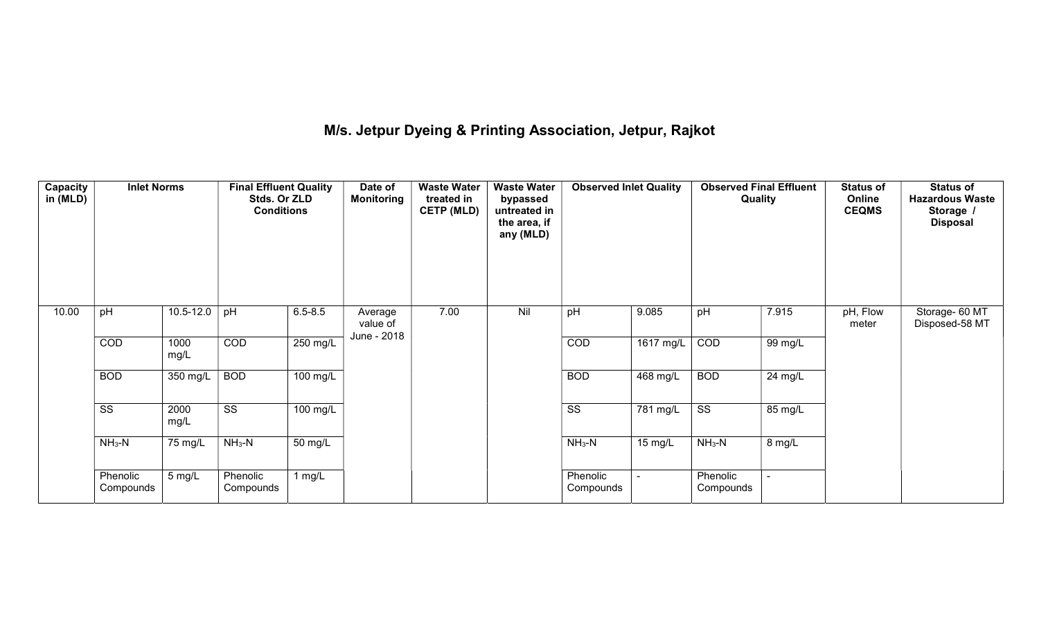# M/s. Jetpur Dyeing & Printing Association, Jetpur, Rajkot

| Capacity in (MLD) | Inlet Norms | | Final Effluent Quality Stds. Or ZLD Conditions | | Date of Monitoring | Waste Water treated in CETP (MLD) | Waste Water bypassed untreated in the area, if any (MLD) | Observed Inlet Quality | | Observed Final Effluent Quality | | Status of Online CEQMS | Status of Hazardous Waste Storage / Disposal |
|---|---|---|---|---|---|---|---|---|---|---|---|---|---|
| 10.00 | pH | 10.5-12.0 | pH | 6.5-8.5 | Average value of June - 2018 | 7.00 | Nil | pH | 9.085 | pH | 7.915 | pH, Flow meter | Storage- 60 MT Disposed-58 MT |
| | COD | 1000 mg/L | COD | 250 mg/L | | | | COD | 1617 mg/L | COD | 99 mg/L | | |
| | BOD | 350 mg/L | BOD | 100 mg/L | | | | BOD | 468 mg/L | BOD | 24 mg/L | | |
| | SS | 2000 mg/L | SS | 100 mg/L | | | | SS | 781 mg/L | SS | 85 mg/L | | |
| | $NH_3$-N | 75 mg/L | $NH_3$-N | 50 mg/L | | | | $NH_3$-N | 15 mg/L | $NH_3$-N | 8 mg/L | | |
| | Phenolic Compounds | 5 mg/L | Phenolic Compounds | 1 mg/L | | | | Phenolic Compounds | - | Phenolic Compounds | - | | |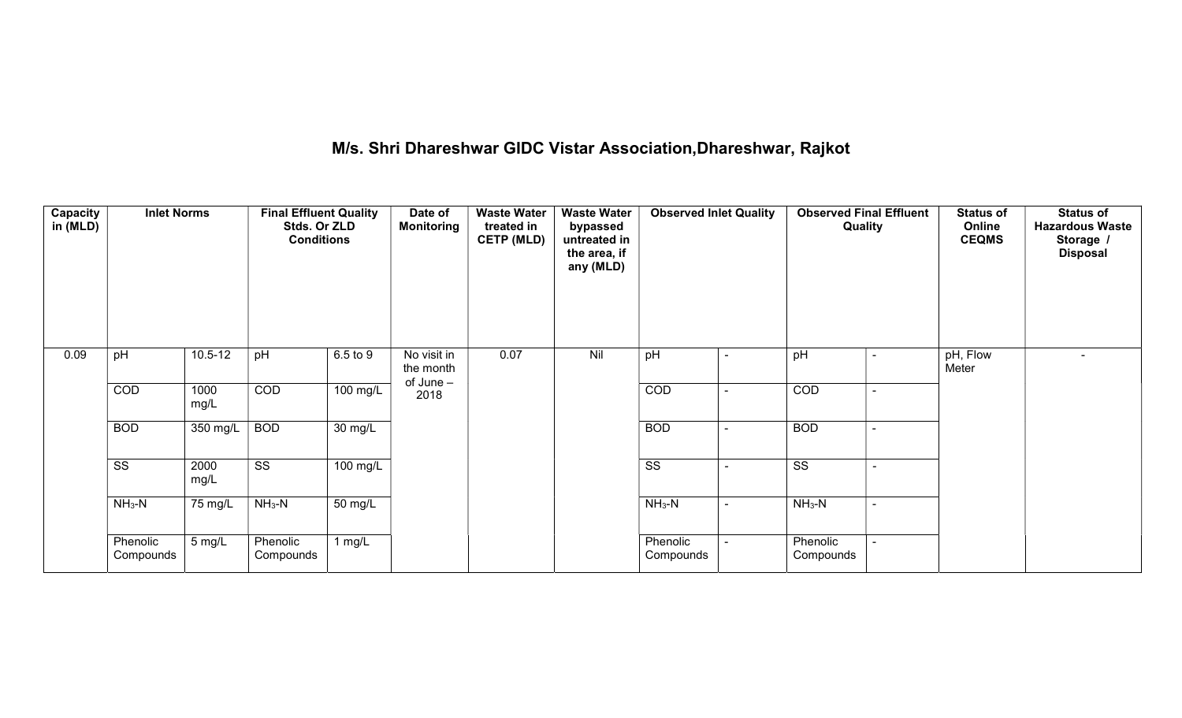## M/s. Shri Dhareshwar GIDC Vistar Association,Dhareshwar, Rajkot

| Capacity in (MLD) | Inlet Norms | | Final Effluent Quality Stds. Or ZLD Conditions | | Date of Monitoring | Waste Water treated in CETP (MLD) | Waste Water bypassed untreated in the area, if any (MLD) | Observed Inlet Quality | | Observed Final Effluent Quality | | Status of Online CEQMS | Status of Hazardous Waste Storage / Disposal |
|---|---|---|---|---|---|---|---|---|---|---|---|---|---|
| 0.09 | pH | 10.5-12 | pH | 6.5 to 9 | No visit in the month of June – 2018 | 0.07 | Nil | pH | - | pH | - | pH, Flow Meter | - |
| | COD | 1000 mg/L | COD | 100 mg/L | | | | COD | - | COD | - | | |
| | BOD | 350 mg/L | BOD | 30 mg/L | | | | BOD | - | BOD | - | | |
| | SS | 2000 mg/L | SS | 100 mg/L | | | | SS | - | SS | - | | |
| | $NH_3$-N | 75 mg/L | $NH_3$-N | 50 mg/L | | | | $NH_3$-N | - | $NH_3$-N | - | | |
| | Phenolic Compounds | 5 mg/L | Phenolic Compounds | 1 mg/L | | | | Phenolic Compounds | - | Phenolic Compounds | - | | |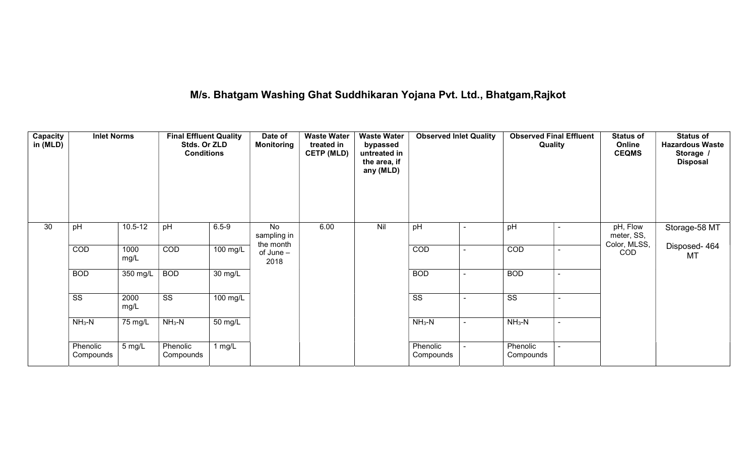# M/s. Bhatgam Washing Ghat Suddhikaran Yojana Pvt. Ltd., Bhatgam,Rajkot

| Capacity in (MLD) | Inlet Norms | | Final Effluent Quality Stds. Or ZLD Conditions | | Date of Monitoring | Waste Water treated in CETP (MLD) | Waste Water bypassed untreated in the area, if any (MLD) | Observed Inlet Quality | | Observed Final Effluent Quality | | Status of Online CEQMS | Status of Hazardous Waste Storage / Disposal |
|---|---|---|---|---|---|---|---|---|---|---|---|---|---|
| 30 | pH | 10.5-12 | pH | 6.5-9 | No sampling in the month of June – 2018 | 6.00 | Nil | pH | - | pH | - | pH, Flow meter, SS, Color, MLSS, COD | Storage-58 MT<br>Disposed- 464 MT |
| | COD | 1000 mg/L | COD | 100 mg/L | | | | COD | - | COD | - | | |
| | BOD | 350 mg/L | BOD | 30 mg/L | | | | BOD | - | BOD | - | | |
| | SS | 2000 mg/L | SS | 100 mg/L | | | | SS | - | SS | - | | |
| | $NH_3$-N | 75 mg/L | $NH_3$-N | 50 mg/L | | | | $NH_3$-N | - | $NH_3$-N | - | | |
| | Phenolic Compounds | 5 mg/L | Phenolic Compounds | 1 mg/L | | | | Phenolic Compounds | - | Phenolic Compounds | - | | |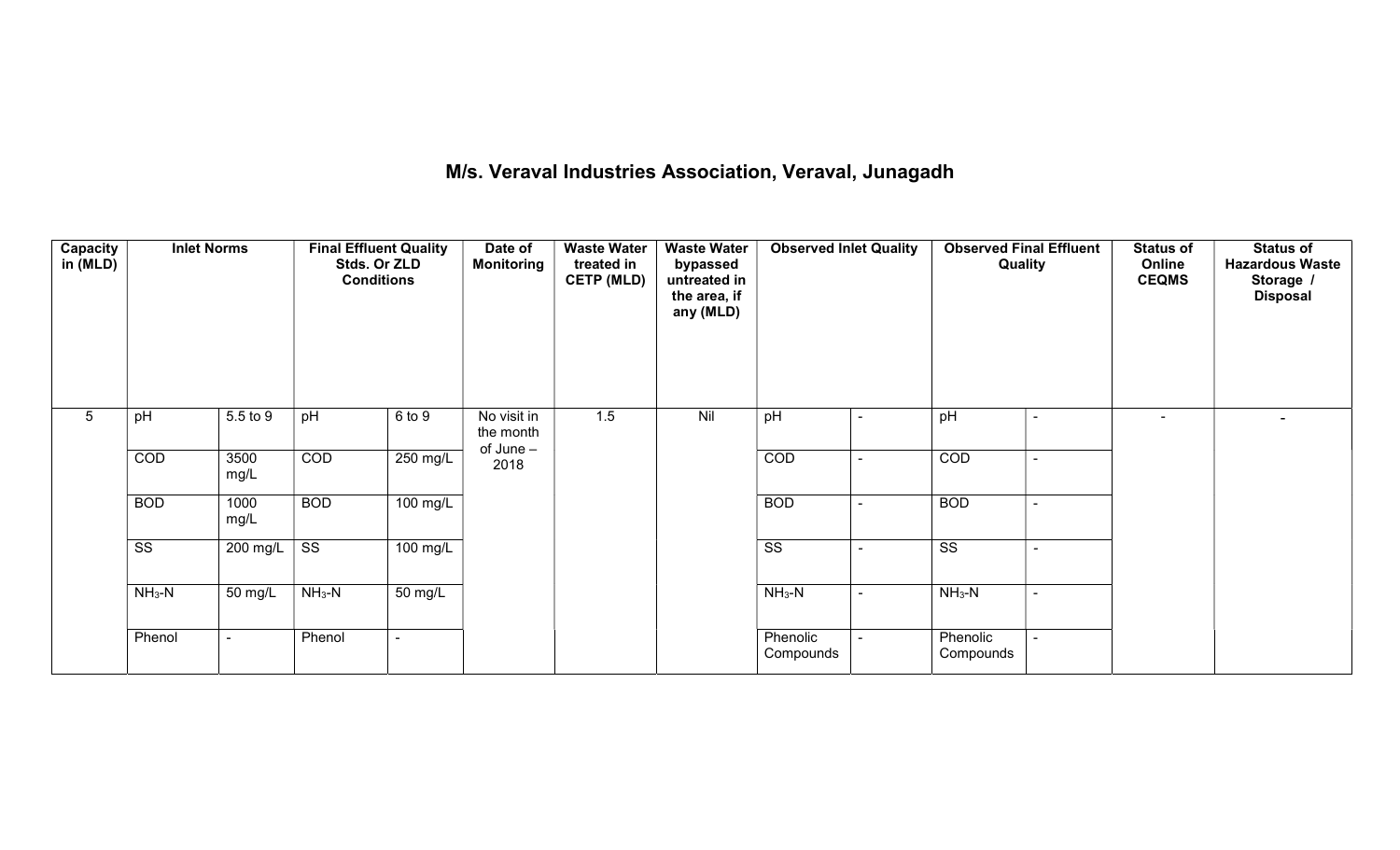# M/s. Veraval Industries Association, Veraval, Junagadh

| Capacity in (MLD) | Inlet Norms | | Final Effluent Quality Stds. Or ZLD Conditions | | Date of Monitoring | Waste Water treated in CETP (MLD) | Waste Water bypassed untreated in the area, if any (MLD) | Observed Inlet Quality | | Observed Final Effluent Quality | | Status of Online CEQMS | Status of Hazardous Waste Storage / Disposal |
|---|---|---|---|---|---|---|---|---|---|---|---|---|---|
| 5 | pH | 5.5 to 9 | pH | 6 to 9 | No visit in the month of June – 2018 | 1.5 | Nil | pH | - | pH | - | - | - |
| | COD | 3500 mg/L | COD | 250 mg/L | | | | COD | - | COD | - | | |
| | BOD | 1000 mg/L | BOD | 100 mg/L | | | | BOD | - | BOD | - | | |
| | SS | 200 mg/L | SS | 100 mg/L | | | | SS | - | SS | - | | |
| | $NH_3$-N | 50 mg/L | $NH_3$-N | 50 mg/L | | | | $NH_3$-N | - | $NH_3$-N | - | | |
| | Phenol | - | Phenol | - | | | | Phenolic Compounds | - | Phenolic Compounds | - | | |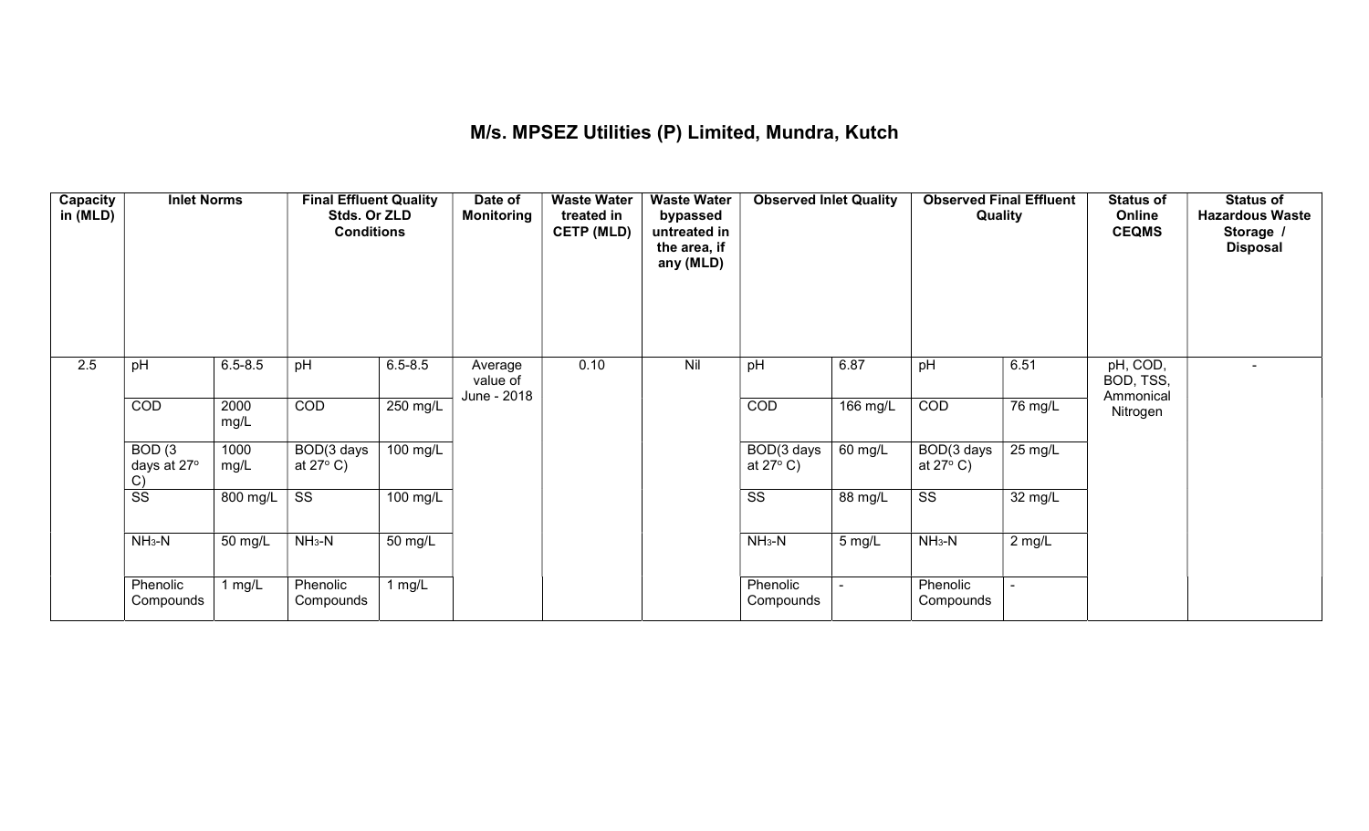# M/s. MPSEZ Utilities (P) Limited, Mundra, Kutch

| Capacity in (MLD) | Inlet Norms | | Final Effluent Quality Stds. Or ZLD Conditions | | Date of Monitoring | Waste Water treated in CETP (MLD) | Waste Water bypassed untreated in the area, if any (MLD) | Observed Inlet Quality | | Observed Final Effluent Quality | | Status of Online CEQMS | Status of Hazardous Waste Storage / Disposal |
|---|---|---|---|---|---|---|---|---|---|---|---|---|---|
| 2.5 | pH | 6.5-8.5 | pH | 6.5-8.5 | Average value of June - 2018 | 0.10 | Nil | pH | 6.87 | pH | 6.51 | pH, COD, BOD, TSS, Ammonical Nitrogen | - |
| | COD | 2000 mg/L | COD | 250 mg/L | | | | COD | 166 mg/L | COD | 76 mg/L | | |
| | BOD (3 days at 27° C) | 1000 mg/L | BOD(3 days at 27° C) | 100 mg/L | | | | BOD(3 days at 27° C) | 60 mg/L | BOD(3 days at 27° C) | 25 mg/L | | |
| | SS | 800 mg/L | SS | 100 mg/L | | | | SS | 88 mg/L | SS | 32 mg/L | | |
| | $NH_3$-N | 50 mg/L | $NH_3$-N | 50 mg/L | | | | $NH_3$-N | 5 mg/L | $NH_3$-N | 2 mg/L | | |
| | Phenolic Compounds | 1 mg/L | Phenolic Compounds | 1 mg/L | | | | Phenolic Compounds | - | Phenolic Compounds | - | | |